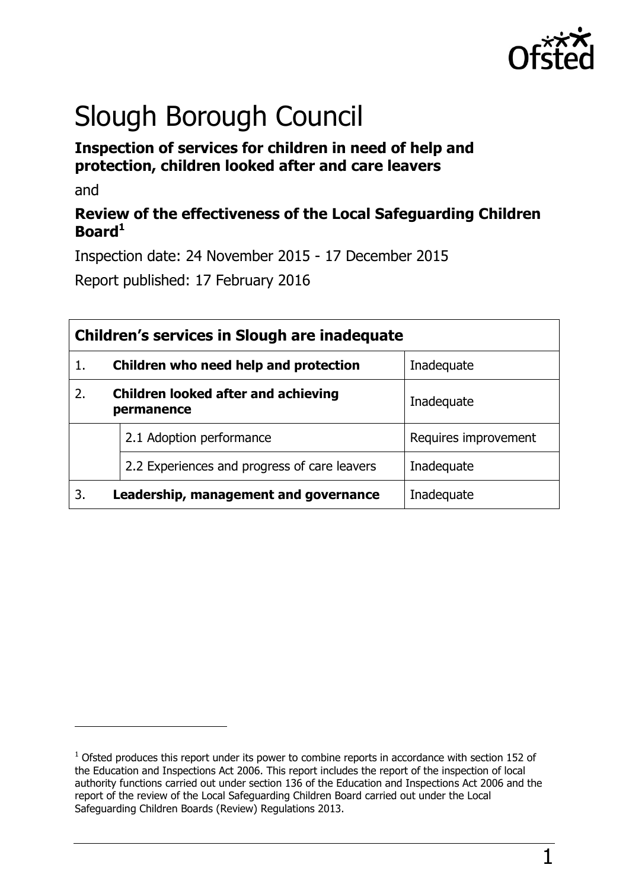# Slough Borough Council

**Inspection of services for children in need of help and protection, children looked after and care leavers**

and

**Review of the effectiveness of the Local Safeguarding Children Board**[1]

Inspection date: 24 November 2015 - 17 December 2015

Report published: 17 February 2016

| **Children's services in Slough are inadequate** | | |
|---|---|---|
| 1. | **Children who need help and protection** | Inadequate |
| 2. | **Children looked after and achieving permanence** | Inadequate |
| | 2.1 Adoption performance | Requires improvement |
| | 2.2 Experiences and progress of care leavers | Inadequate |
| 3. | **Leadership, management and governance** | Inadequate |

[1] Ofsted produces this report under its power to combine reports in accordance with section 152 of the Education and Inspections Act 2006. This report includes the report of the inspection of local authority functions carried out under section 136 of the Education and Inspections Act 2006 and the report of the review of the Local Safeguarding Children Board carried out under the Local Safeguarding Children Boards (Review) Regulations 2013.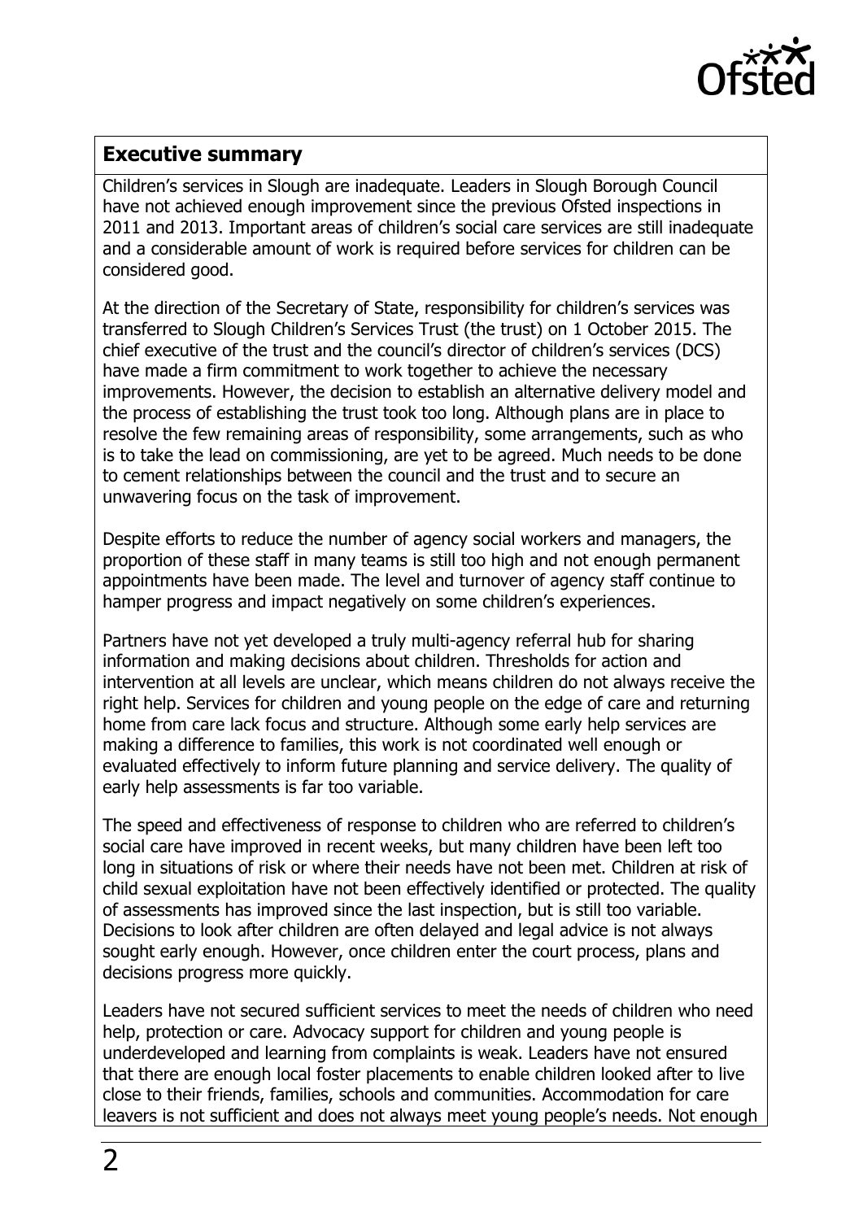## Executive summary

Children's services in Slough are inadequate. Leaders in Slough Borough Council have not achieved enough improvement since the previous Ofsted inspections in 2011 and 2013. Important areas of children's social care services are still inadequate and a considerable amount of work is required before services for children can be considered good.

At the direction of the Secretary of State, responsibility for children's services was transferred to Slough Children's Services Trust (the trust) on 1 October 2015. The chief executive of the trust and the council's director of children's services (DCS) have made a firm commitment to work together to achieve the necessary improvements. However, the decision to establish an alternative delivery model and the process of establishing the trust took too long. Although plans are in place to resolve the few remaining areas of responsibility, some arrangements, such as who is to take the lead on commissioning, are yet to be agreed. Much needs to be done to cement relationships between the council and the trust and to secure an unwavering focus on the task of improvement.

Despite efforts to reduce the number of agency social workers and managers, the proportion of these staff in many teams is still too high and not enough permanent appointments have been made. The level and turnover of agency staff continue to hamper progress and impact negatively on some children's experiences.

Partners have not yet developed a truly multi-agency referral hub for sharing information and making decisions about children. Thresholds for action and intervention at all levels are unclear, which means children do not always receive the right help. Services for children and young people on the edge of care and returning home from care lack focus and structure. Although some early help services are making a difference to families, this work is not coordinated well enough or evaluated effectively to inform future planning and service delivery. The quality of early help assessments is far too variable.

The speed and effectiveness of response to children who are referred to children's social care have improved in recent weeks, but many children have been left too long in situations of risk or where their needs have not been met. Children at risk of child sexual exploitation have not been effectively identified or protected. The quality of assessments has improved since the last inspection, but is still too variable. Decisions to look after children are often delayed and legal advice is not always sought early enough. However, once children enter the court process, plans and decisions progress more quickly.

Leaders have not secured sufficient services to meet the needs of children who need help, protection or care. Advocacy support for children and young people is underdeveloped and learning from complaints is weak. Leaders have not ensured that there are enough local foster placements to enable children looked after to live close to their friends, families, schools and communities. Accommodation for care leavers is not sufficient and does not always meet young people's needs. Not enough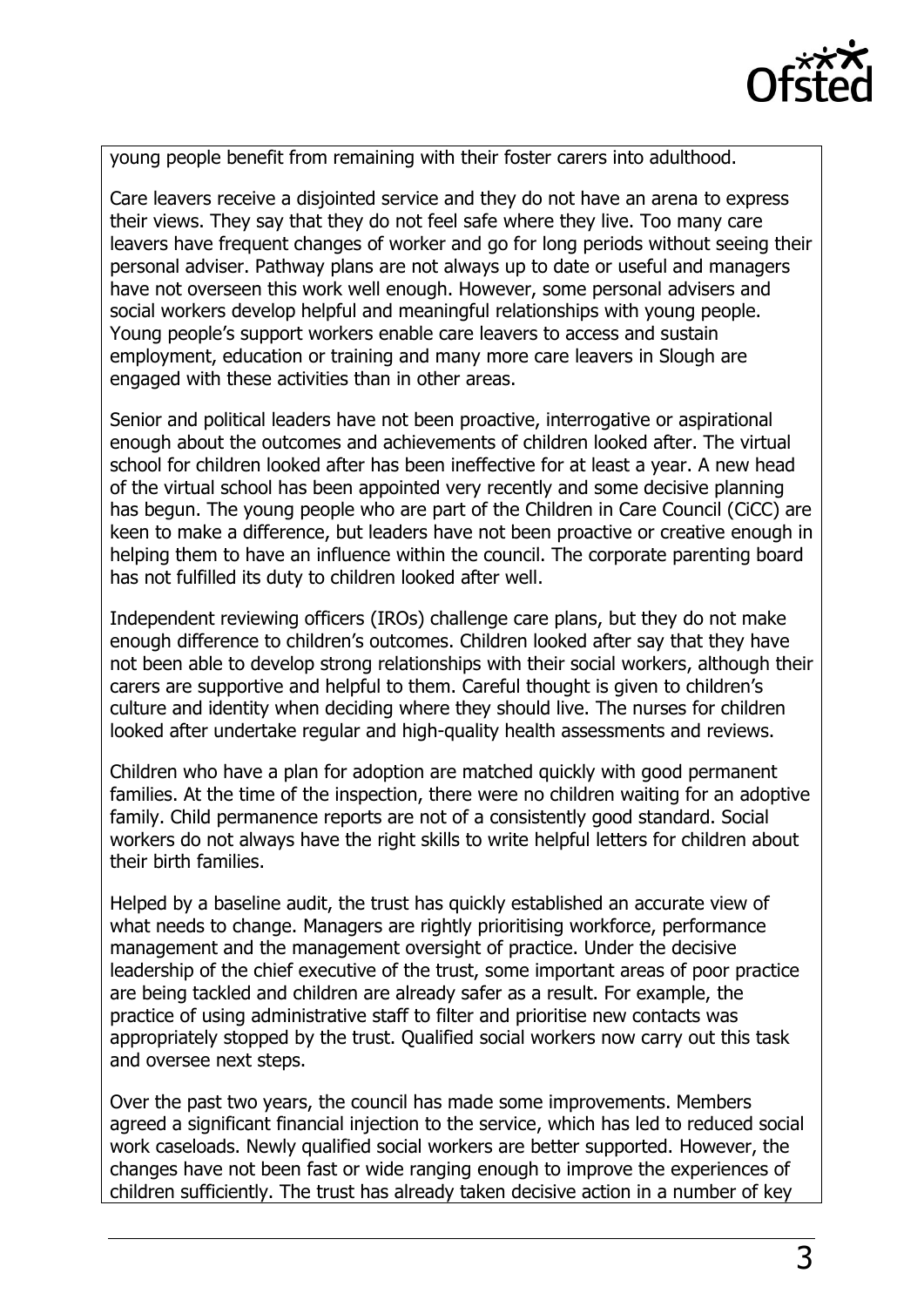young people benefit from remaining with their foster carers into adulthood.

Care leavers receive a disjointed service and they do not have an arena to express their views. They say that they do not feel safe where they live. Too many care leavers have frequent changes of worker and go for long periods without seeing their personal adviser. Pathway plans are not always up to date or useful and managers have not overseen this work well enough. However, some personal advisers and social workers develop helpful and meaningful relationships with young people. Young people's support workers enable care leavers to access and sustain employment, education or training and many more care leavers in Slough are engaged with these activities than in other areas.

Senior and political leaders have not been proactive, interrogative or aspirational enough about the outcomes and achievements of children looked after. The virtual school for children looked after has been ineffective for at least a year. A new head of the virtual school has been appointed very recently and some decisive planning has begun. The young people who are part of the Children in Care Council (CiCC) are keen to make a difference, but leaders have not been proactive or creative enough in helping them to have an influence within the council. The corporate parenting board has not fulfilled its duty to children looked after well.

Independent reviewing officers (IROs) challenge care plans, but they do not make enough difference to children's outcomes. Children looked after say that they have not been able to develop strong relationships with their social workers, although their carers are supportive and helpful to them. Careful thought is given to children's culture and identity when deciding where they should live. The nurses for children looked after undertake regular and high-quality health assessments and reviews.

Children who have a plan for adoption are matched quickly with good permanent families. At the time of the inspection, there were no children waiting for an adoptive family. Child permanence reports are not of a consistently good standard. Social workers do not always have the right skills to write helpful letters for children about their birth families.

Helped by a baseline audit, the trust has quickly established an accurate view of what needs to change. Managers are rightly prioritising workforce, performance management and the management oversight of practice. Under the decisive leadership of the chief executive of the trust, some important areas of poor practice are being tackled and children are already safer as a result. For example, the practice of using administrative staff to filter and prioritise new contacts was appropriately stopped by the trust. Qualified social workers now carry out this task and oversee next steps.

Over the past two years, the council has made some improvements. Members agreed a significant financial injection to the service, which has led to reduced social work caseloads. Newly qualified social workers are better supported. However, the changes have not been fast or wide ranging enough to improve the experiences of children sufficiently. The trust has already taken decisive action in a number of key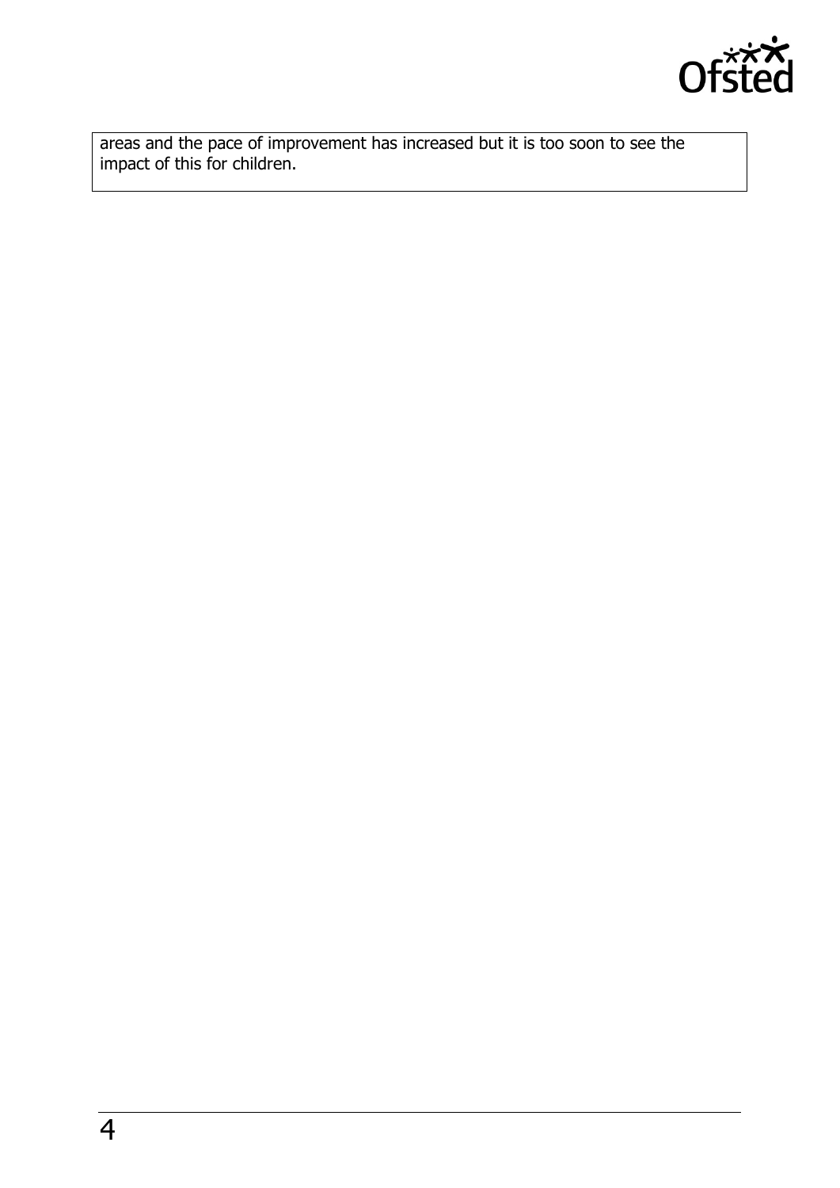areas and the pace of improvement has increased but it is too soon to see the impact of this for children.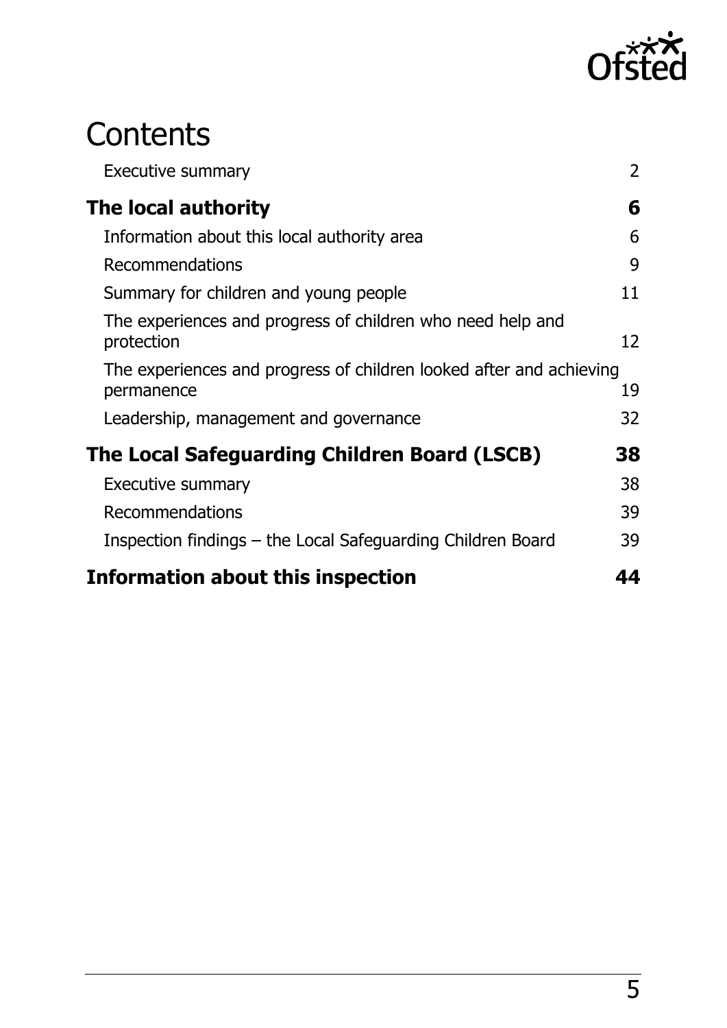# Contents

| | |
|---|---|
| Executive summary | 2 |
| **The local authority** | **6** |
| Information about this local authority area | 6 |
| Recommendations | 9 |
| Summary for children and young people | 11 |
| The experiences and progress of children who need help and protection | 12 |
| The experiences and progress of children looked after and achieving permanence | 19 |
| Leadership, management and governance | 32 |
| **The Local Safeguarding Children Board (LSCB)** | **38** |
| Executive summary | 38 |
| Recommendations | 39 |
| Inspection findings – the Local Safeguarding Children Board | 39 |
| **Information about this inspection** | **44** |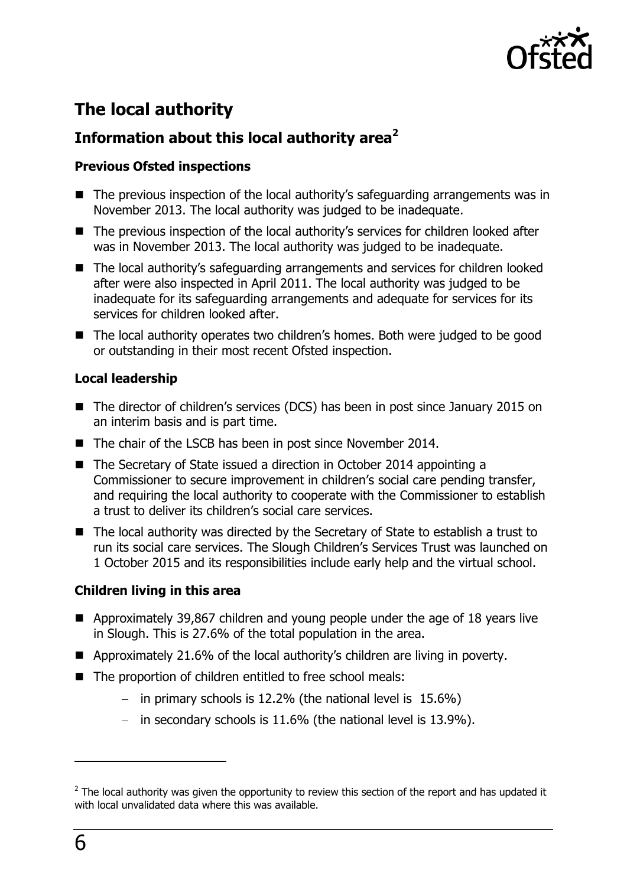## The local authority

### Information about this local authority area[2]

**Previous Ofsted inspections**

- The previous inspection of the local authority's safeguarding arrangements was in November 2013. The local authority was judged to be inadequate.
- The previous inspection of the local authority's services for children looked after was in November 2013. The local authority was judged to be inadequate.
- The local authority's safeguarding arrangements and services for children looked after were also inspected in April 2011. The local authority was judged to be inadequate for its safeguarding arrangements and adequate for services for its services for children looked after.
- The local authority operates two children's homes. Both were judged to be good or outstanding in their most recent Ofsted inspection.

**Local leadership**

- The director of children's services (DCS) has been in post since January 2015 on an interim basis and is part time.
- The chair of the LSCB has been in post since November 2014.
- The Secretary of State issued a direction in October 2014 appointing a Commissioner to secure improvement in children's social care pending transfer, and requiring the local authority to cooperate with the Commissioner to establish a trust to deliver its children's social care services.
- The local authority was directed by the Secretary of State to establish a trust to run its social care services. The Slough Children's Services Trust was launched on 1 October 2015 and its responsibilities include early help and the virtual school.

**Children living in this area**

- Approximately 39,867 children and young people under the age of 18 years live in Slough. This is 27.6% of the total population in the area.
- Approximately 21.6% of the local authority's children are living in poverty.
- The proportion of children entitled to free school meals:
  - in primary schools is 12.2% (the national level is 15.6%)
  - in secondary schools is 11.6% (the national level is 13.9%).

[2] The local authority was given the opportunity to review this section of the report and has updated it with local unvalidated data where this was available.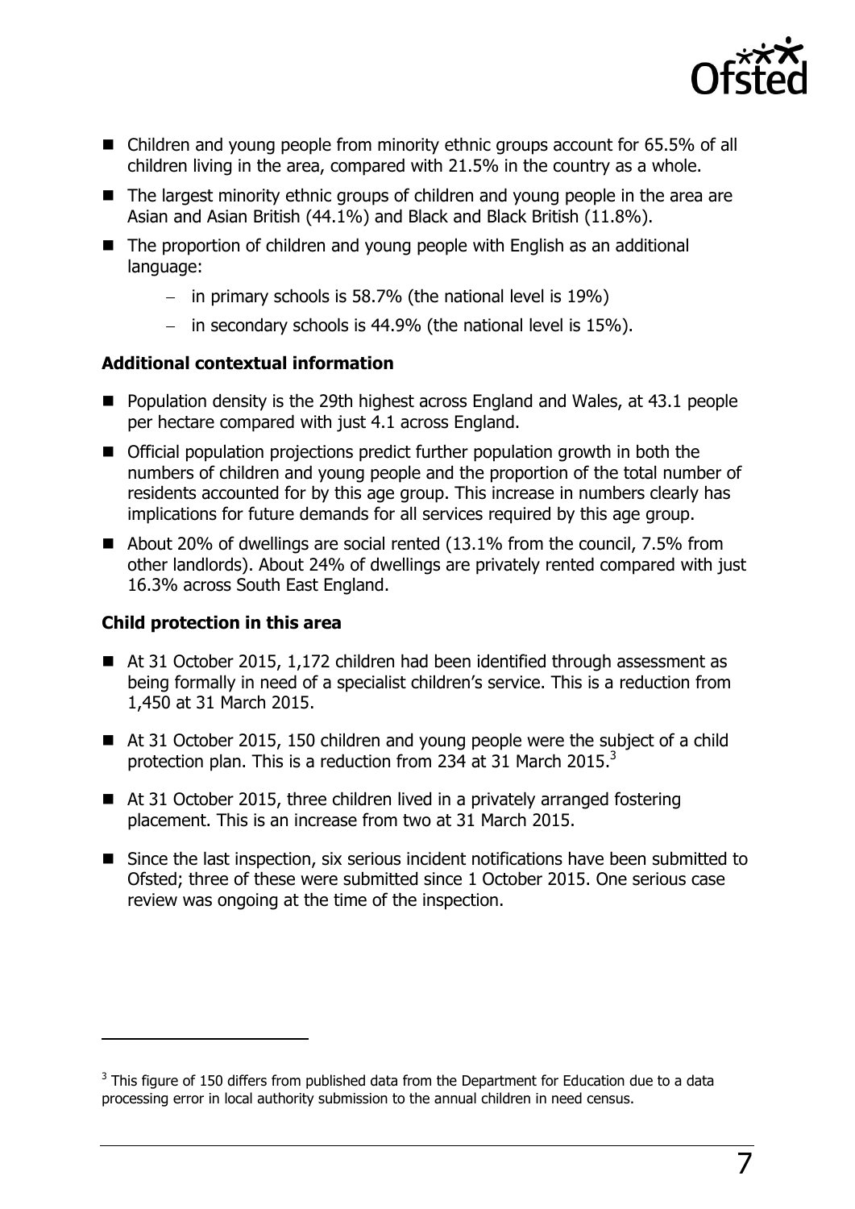- Children and young people from minority ethnic groups account for 65.5% of all children living in the area, compared with 21.5% in the country as a whole.
- The largest minority ethnic groups of children and young people in the area are Asian and Asian British (44.1%) and Black and Black British (11.8%).
- The proportion of children and young people with English as an additional language:
  - in primary schools is 58.7% (the national level is 19%)
  - in secondary schools is 44.9% (the national level is 15%).

**Additional contextual information**

- Population density is the 29th highest across England and Wales, at 43.1 people per hectare compared with just 4.1 across England.
- Official population projections predict further population growth in both the numbers of children and young people and the proportion of the total number of residents accounted for by this age group. This increase in numbers clearly has implications for future demands for all services required by this age group.
- About 20% of dwellings are social rented (13.1% from the council, 7.5% from other landlords). About 24% of dwellings are privately rented compared with just 16.3% across South East England.

**Child protection in this area**

- At 31 October 2015, 1,172 children had been identified through assessment as being formally in need of a specialist children's service. This is a reduction from 1,450 at 31 March 2015.
- At 31 October 2015, 150 children and young people were the subject of a child protection plan. This is a reduction from 234 at 31 March 2015.[3]
- At 31 October 2015, three children lived in a privately arranged fostering placement. This is an increase from two at 31 March 2015.
- Since the last inspection, six serious incident notifications have been submitted to Ofsted; three of these were submitted since 1 October 2015. One serious case review was ongoing at the time of the inspection.

---

[3] This figure of 150 differs from published data from the Department for Education due to a data processing error in local authority submission to the annual children in need census.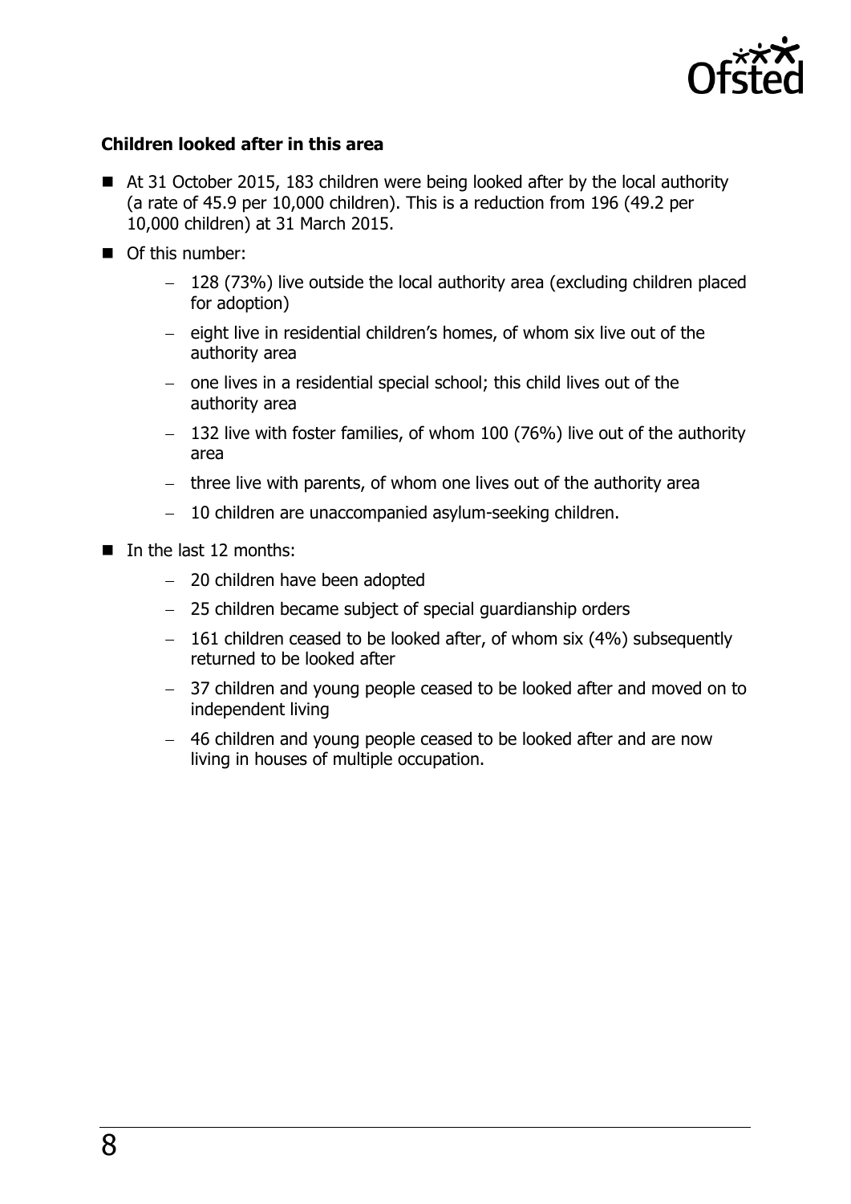**Children looked after in this area**

- At 31 October 2015, 183 children were being looked after by the local authority (a rate of 45.9 per 10,000 children). This is a reduction from 196 (49.2 per 10,000 children) at 31 March 2015.
- Of this number:
  - 128 (73%) live outside the local authority area (excluding children placed for adoption)
  - eight live in residential children's homes, of whom six live out of the authority area
  - one lives in a residential special school; this child lives out of the authority area
  - 132 live with foster families, of whom 100 (76%) live out of the authority area
  - three live with parents, of whom one lives out of the authority area
  - 10 children are unaccompanied asylum-seeking children.
- In the last 12 months:
  - 20 children have been adopted
  - 25 children became subject of special guardianship orders
  - 161 children ceased to be looked after, of whom six (4%) subsequently returned to be looked after
  - 37 children and young people ceased to be looked after and moved on to independent living
  - 46 children and young people ceased to be looked after and are now living in houses of multiple occupation.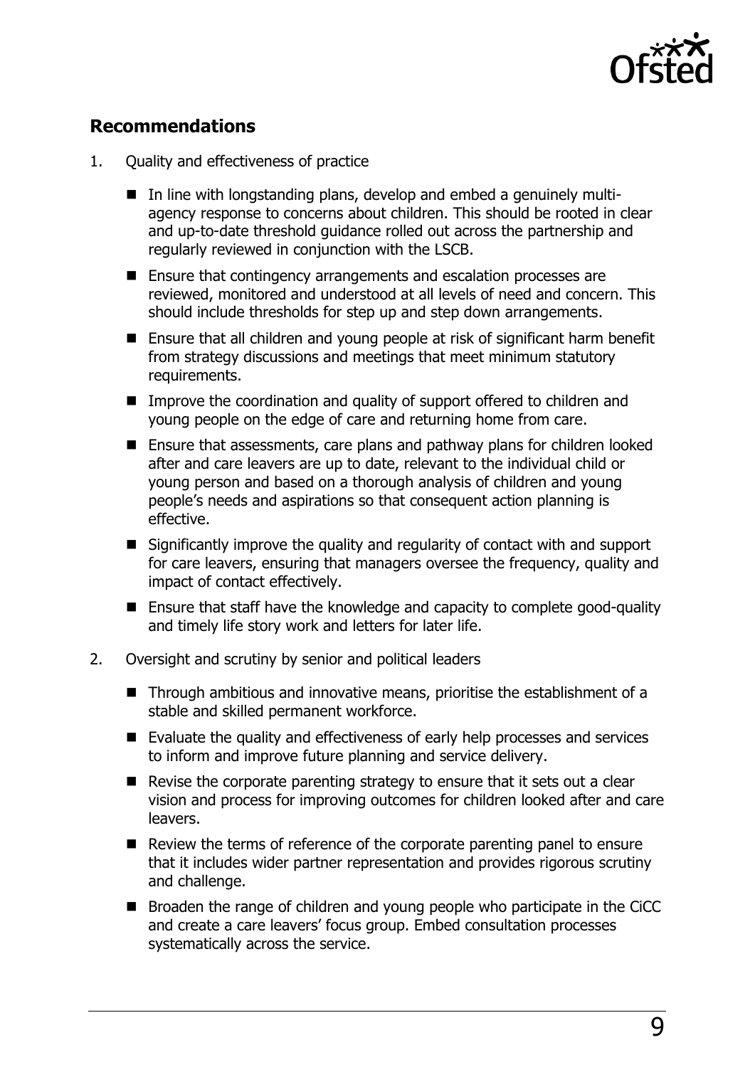## Recommendations

1. Quality and effectiveness of practice

   - In line with longstanding plans, develop and embed a genuinely multi-agency response to concerns about children. This should be rooted in clear and up-to-date threshold guidance rolled out across the partnership and regularly reviewed in conjunction with the LSCB.
   - Ensure that contingency arrangements and escalation processes are reviewed, monitored and understood at all levels of need and concern. This should include thresholds for step up and step down arrangements.
   - Ensure that all children and young people at risk of significant harm benefit from strategy discussions and meetings that meet minimum statutory requirements.
   - Improve the coordination and quality of support offered to children and young people on the edge of care and returning home from care.
   - Ensure that assessments, care plans and pathway plans for children looked after and care leavers are up to date, relevant to the individual child or young person and based on a thorough analysis of children and young people's needs and aspirations so that consequent action planning is effective.
   - Significantly improve the quality and regularity of contact with and support for care leavers, ensuring that managers oversee the frequency, quality and impact of contact effectively.
   - Ensure that staff have the knowledge and capacity to complete good-quality and timely life story work and letters for later life.

2. Oversight and scrutiny by senior and political leaders

   - Through ambitious and innovative means, prioritise the establishment of a stable and skilled permanent workforce.
   - Evaluate the quality and effectiveness of early help processes and services to inform and improve future planning and service delivery.
   - Revise the corporate parenting strategy to ensure that it sets out a clear vision and process for improving outcomes for children looked after and care leavers.
   - Review the terms of reference of the corporate parenting panel to ensure that it includes wider partner representation and provides rigorous scrutiny and challenge.
   - Broaden the range of children and young people who participate in the CiCC and create a care leavers' focus group. Embed consultation processes systematically across the service.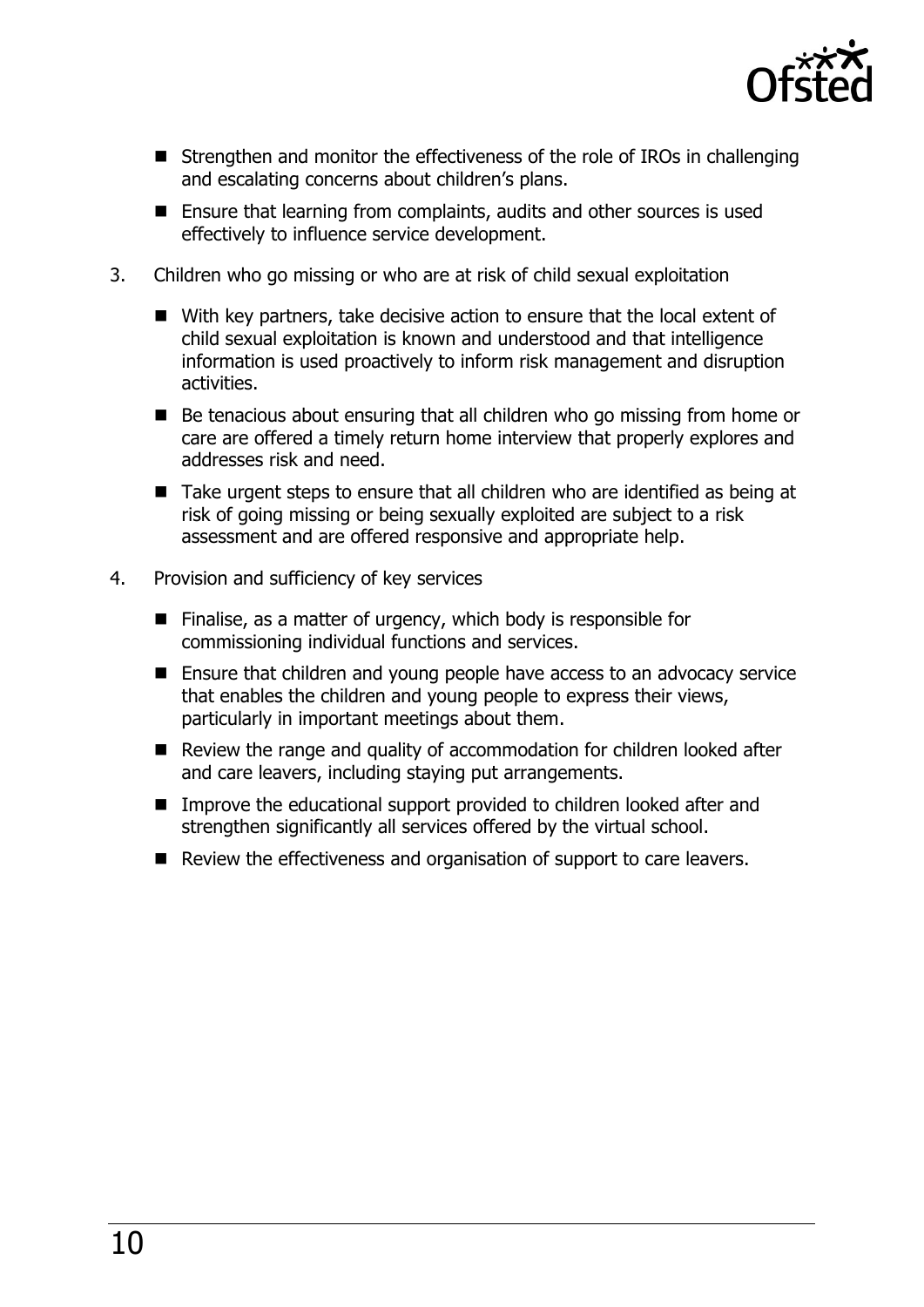- Strengthen and monitor the effectiveness of the role of IROs in challenging and escalating concerns about children's plans.
- Ensure that learning from complaints, audits and other sources is used effectively to influence service development.

3. Children who go missing or who are at risk of child sexual exploitation

   - With key partners, take decisive action to ensure that the local extent of child sexual exploitation is known and understood and that intelligence information is used proactively to inform risk management and disruption activities.
   - Be tenacious about ensuring that all children who go missing from home or care are offered a timely return home interview that properly explores and addresses risk and need.
   - Take urgent steps to ensure that all children who are identified as being at risk of going missing or being sexually exploited are subject to a risk assessment and are offered responsive and appropriate help.

4. Provision and sufficiency of key services

   - Finalise, as a matter of urgency, which body is responsible for commissioning individual functions and services.
   - Ensure that children and young people have access to an advocacy service that enables the children and young people to express their views, particularly in important meetings about them.
   - Review the range and quality of accommodation for children looked after and care leavers, including staying put arrangements.
   - Improve the educational support provided to children looked after and strengthen significantly all services offered by the virtual school.
   - Review the effectiveness and organisation of support to care leavers.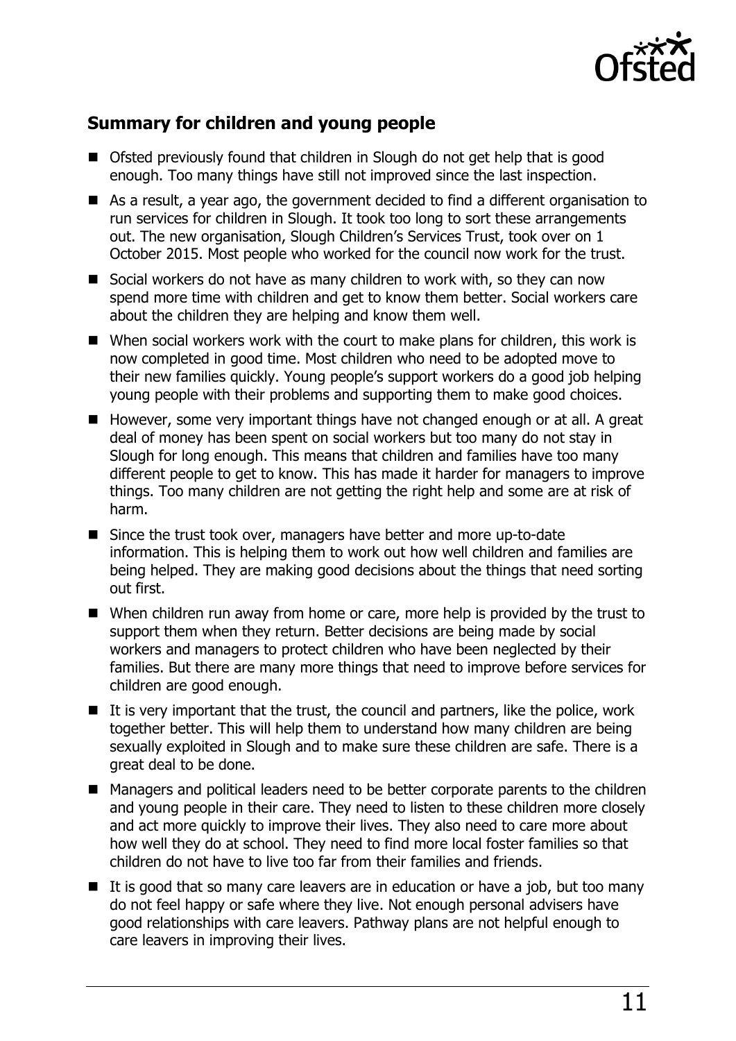## Summary for children and young people

- Ofsted previously found that children in Slough do not get help that is good enough. Too many things have still not improved since the last inspection.
- As a result, a year ago, the government decided to find a different organisation to run services for children in Slough. It took too long to sort these arrangements out. The new organisation, Slough Children's Services Trust, took over on 1 October 2015. Most people who worked for the council now work for the trust.
- Social workers do not have as many children to work with, so they can now spend more time with children and get to know them better. Social workers care about the children they are helping and know them well.
- When social workers work with the court to make plans for children, this work is now completed in good time. Most children who need to be adopted move to their new families quickly. Young people's support workers do a good job helping young people with their problems and supporting them to make good choices.
- However, some very important things have not changed enough or at all. A great deal of money has been spent on social workers but too many do not stay in Slough for long enough. This means that children and families have too many different people to get to know. This has made it harder for managers to improve things. Too many children are not getting the right help and some are at risk of harm.
- Since the trust took over, managers have better and more up-to-date information. This is helping them to work out how well children and families are being helped. They are making good decisions about the things that need sorting out first.
- When children run away from home or care, more help is provided by the trust to support them when they return. Better decisions are being made by social workers and managers to protect children who have been neglected by their families. But there are many more things that need to improve before services for children are good enough.
- It is very important that the trust, the council and partners, like the police, work together better. This will help them to understand how many children are being sexually exploited in Slough and to make sure these children are safe. There is a great deal to be done.
- Managers and political leaders need to be better corporate parents to the children and young people in their care. They need to listen to these children more closely and act more quickly to improve their lives. They also need to care more about how well they do at school. They need to find more local foster families so that children do not have to live too far from their families and friends.
- It is good that so many care leavers are in education or have a job, but too many do not feel happy or safe where they live. Not enough personal advisers have good relationships with care leavers. Pathway plans are not helpful enough to care leavers in improving their lives.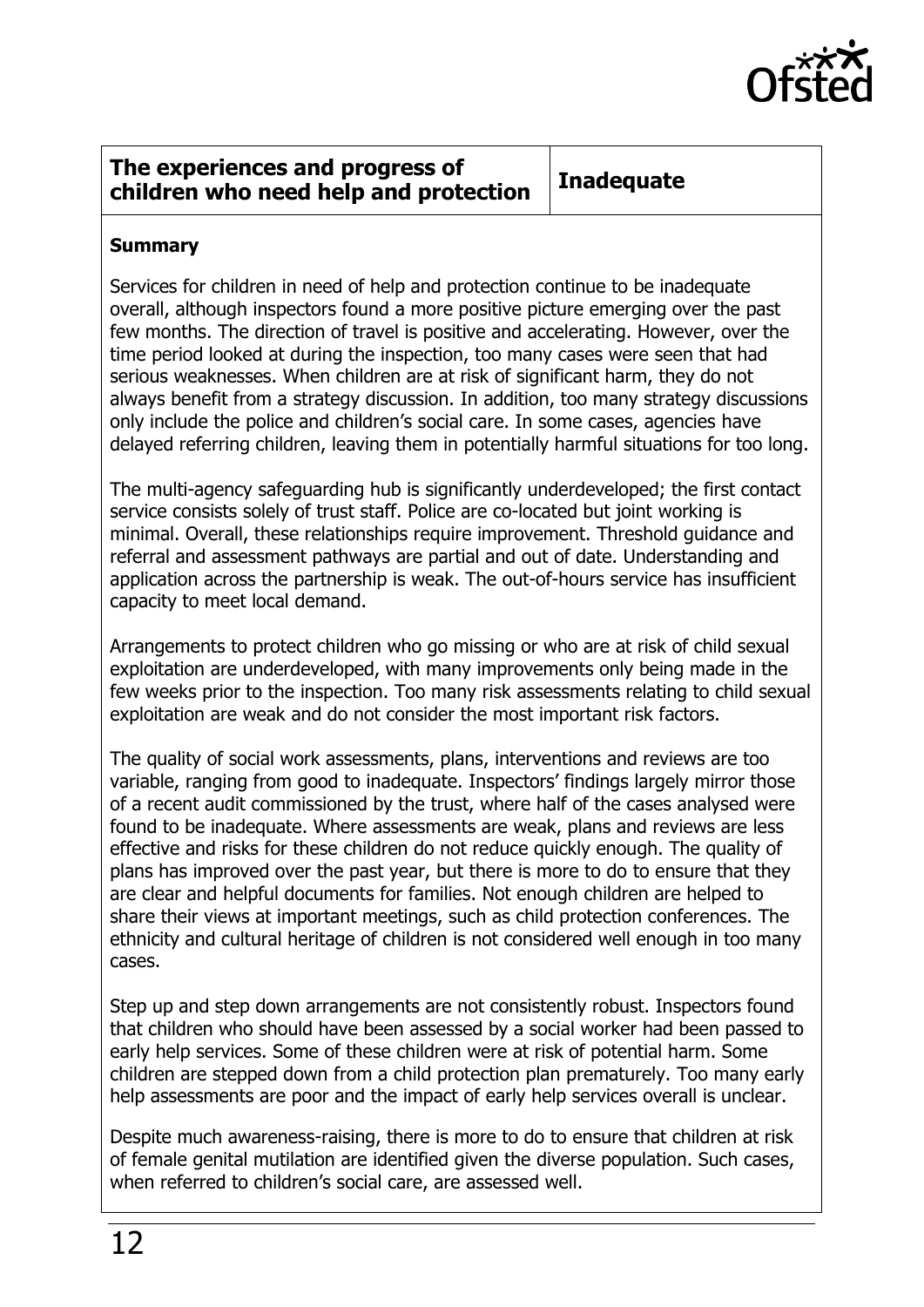| The experiences and progress of children who need help and protection | Inadequate |
| --- | --- |

**Summary**

Services for children in need of help and protection continue to be inadequate overall, although inspectors found a more positive picture emerging over the past few months. The direction of travel is positive and accelerating. However, over the time period looked at during the inspection, too many cases were seen that had serious weaknesses. When children are at risk of significant harm, they do not always benefit from a strategy discussion. In addition, too many strategy discussions only include the police and children's social care. In some cases, agencies have delayed referring children, leaving them in potentially harmful situations for too long.

The multi-agency safeguarding hub is significantly underdeveloped; the first contact service consists solely of trust staff. Police are co-located but joint working is minimal. Overall, these relationships require improvement. Threshold guidance and referral and assessment pathways are partial and out of date. Understanding and application across the partnership is weak. The out-of-hours service has insufficient capacity to meet local demand.

Arrangements to protect children who go missing or who are at risk of child sexual exploitation are underdeveloped, with many improvements only being made in the few weeks prior to the inspection. Too many risk assessments relating to child sexual exploitation are weak and do not consider the most important risk factors.

The quality of social work assessments, plans, interventions and reviews are too variable, ranging from good to inadequate. Inspectors' findings largely mirror those of a recent audit commissioned by the trust, where half of the cases analysed were found to be inadequate. Where assessments are weak, plans and reviews are less effective and risks for these children do not reduce quickly enough. The quality of plans has improved over the past year, but there is more to do to ensure that they are clear and helpful documents for families. Not enough children are helped to share their views at important meetings, such as child protection conferences. The ethnicity and cultural heritage of children is not considered well enough in too many cases.

Step up and step down arrangements are not consistently robust. Inspectors found that children who should have been assessed by a social worker had been passed to early help services. Some of these children were at risk of potential harm. Some children are stepped down from a child protection plan prematurely. Too many early help assessments are poor and the impact of early help services overall is unclear.

Despite much awareness-raising, there is more to do to ensure that children at risk of female genital mutilation are identified given the diverse population. Such cases, when referred to children's social care, are assessed well.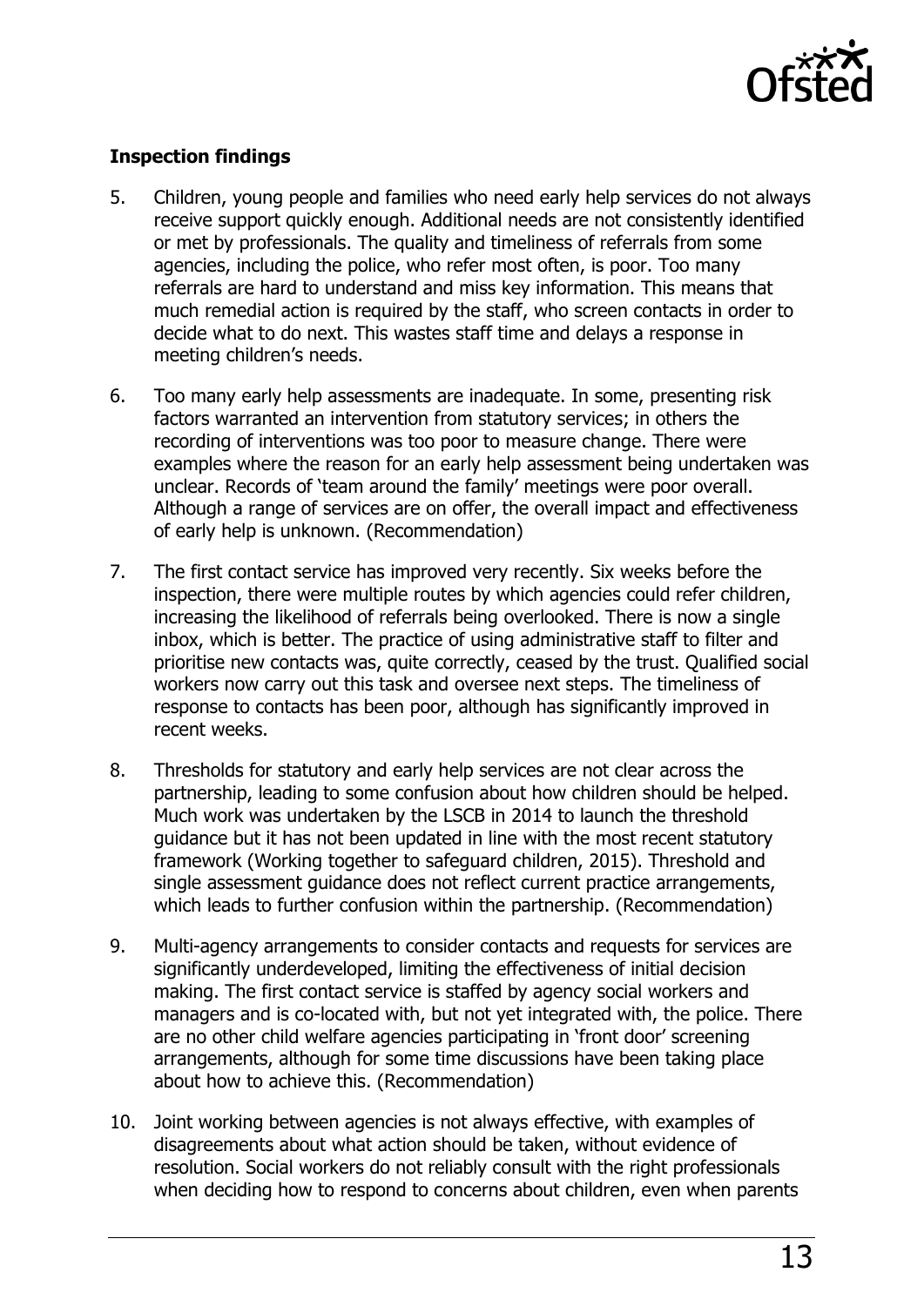**Inspection findings**

5. Children, young people and families who need early help services do not always receive support quickly enough. Additional needs are not consistently identified or met by professionals. The quality and timeliness of referrals from some agencies, including the police, who refer most often, is poor. Too many referrals are hard to understand and miss key information. This means that much remedial action is required by the staff, who screen contacts in order to decide what to do next. This wastes staff time and delays a response in meeting children's needs.

6. Too many early help assessments are inadequate. In some, presenting risk factors warranted an intervention from statutory services; in others the recording of interventions was too poor to measure change. There were examples where the reason for an early help assessment being undertaken was unclear. Records of 'team around the family' meetings were poor overall. Although a range of services are on offer, the overall impact and effectiveness of early help is unknown. (Recommendation)

7. The first contact service has improved very recently. Six weeks before the inspection, there were multiple routes by which agencies could refer children, increasing the likelihood of referrals being overlooked. There is now a single inbox, which is better. The practice of using administrative staff to filter and prioritise new contacts was, quite correctly, ceased by the trust. Qualified social workers now carry out this task and oversee next steps. The timeliness of response to contacts has been poor, although has significantly improved in recent weeks.

8. Thresholds for statutory and early help services are not clear across the partnership, leading to some confusion about how children should be helped. Much work was undertaken by the LSCB in 2014 to launch the threshold guidance but it has not been updated in line with the most recent statutory framework (Working together to safeguard children, 2015). Threshold and single assessment guidance does not reflect current practice arrangements, which leads to further confusion within the partnership. (Recommendation)

9. Multi-agency arrangements to consider contacts and requests for services are significantly underdeveloped, limiting the effectiveness of initial decision making. The first contact service is staffed by agency social workers and managers and is co-located with, but not yet integrated with, the police. There are no other child welfare agencies participating in 'front door' screening arrangements, although for some time discussions have been taking place about how to achieve this. (Recommendation)

10. Joint working between agencies is not always effective, with examples of disagreements about what action should be taken, without evidence of resolution. Social workers do not reliably consult with the right professionals when deciding how to respond to concerns about children, even when parents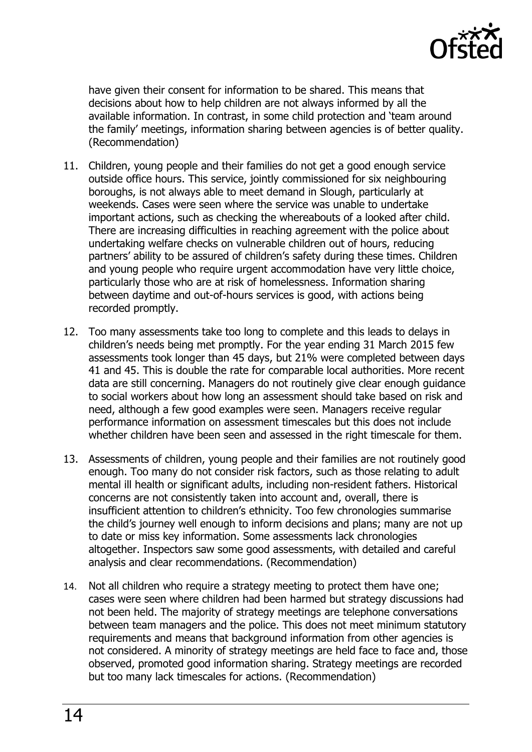have given their consent for information to be shared. This means that decisions about how to help children are not always informed by all the available information. In contrast, in some child protection and 'team around the family' meetings, information sharing between agencies is of better quality. (Recommendation)

11. Children, young people and their families do not get a good enough service outside office hours. This service, jointly commissioned for six neighbouring boroughs, is not always able to meet demand in Slough, particularly at weekends. Cases were seen where the service was unable to undertake important actions, such as checking the whereabouts of a looked after child. There are increasing difficulties in reaching agreement with the police about undertaking welfare checks on vulnerable children out of hours, reducing partners' ability to be assured of children's safety during these times. Children and young people who require urgent accommodation have very little choice, particularly those who are at risk of homelessness. Information sharing between daytime and out-of-hours services is good, with actions being recorded promptly.

12. Too many assessments take too long to complete and this leads to delays in children's needs being met promptly. For the year ending 31 March 2015 few assessments took longer than 45 days, but 21% were completed between days 41 and 45. This is double the rate for comparable local authorities. More recent data are still concerning. Managers do not routinely give clear enough guidance to social workers about how long an assessment should take based on risk and need, although a few good examples were seen. Managers receive regular performance information on assessment timescales but this does not include whether children have been seen and assessed in the right timescale for them.

13. Assessments of children, young people and their families are not routinely good enough. Too many do not consider risk factors, such as those relating to adult mental ill health or significant adults, including non-resident fathers. Historical concerns are not consistently taken into account and, overall, there is insufficient attention to children's ethnicity. Too few chronologies summarise the child's journey well enough to inform decisions and plans; many are not up to date or miss key information. Some assessments lack chronologies altogether. Inspectors saw some good assessments, with detailed and careful analysis and clear recommendations. (Recommendation)

14. Not all children who require a strategy meeting to protect them have one; cases were seen where children had been harmed but strategy discussions had not been held. The majority of strategy meetings are telephone conversations between team managers and the police. This does not meet minimum statutory requirements and means that background information from other agencies is not considered. A minority of strategy meetings are held face to face and, those observed, promoted good information sharing. Strategy meetings are recorded but too many lack timescales for actions. (Recommendation)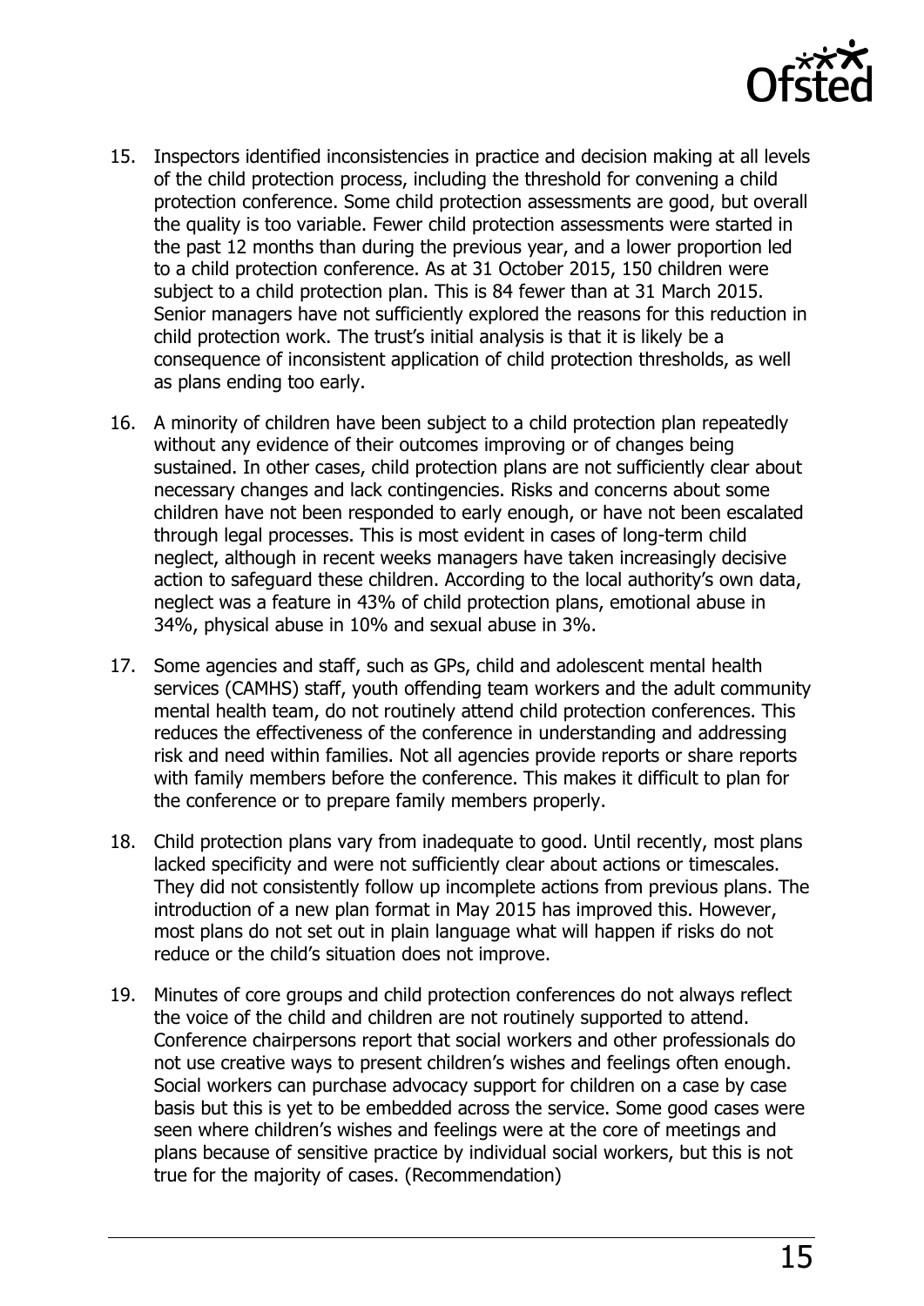15. Inspectors identified inconsistencies in practice and decision making at all levels of the child protection process, including the threshold for convening a child protection conference. Some child protection assessments are good, but overall the quality is too variable. Fewer child protection assessments were started in the past 12 months than during the previous year, and a lower proportion led to a child protection conference. As at 31 October 2015, 150 children were subject to a child protection plan. This is 84 fewer than at 31 March 2015. Senior managers have not sufficiently explored the reasons for this reduction in child protection work. The trust's initial analysis is that it is likely be a consequence of inconsistent application of child protection thresholds, as well as plans ending too early.

16. A minority of children have been subject to a child protection plan repeatedly without any evidence of their outcomes improving or of changes being sustained. In other cases, child protection plans are not sufficiently clear about necessary changes and lack contingencies. Risks and concerns about some children have not been responded to early enough, or have not been escalated through legal processes. This is most evident in cases of long-term child neglect, although in recent weeks managers have taken increasingly decisive action to safeguard these children. According to the local authority's own data, neglect was a feature in 43% of child protection plans, emotional abuse in 34%, physical abuse in 10% and sexual abuse in 3%.

17. Some agencies and staff, such as GPs, child and adolescent mental health services (CAMHS) staff, youth offending team workers and the adult community mental health team, do not routinely attend child protection conferences. This reduces the effectiveness of the conference in understanding and addressing risk and need within families. Not all agencies provide reports or share reports with family members before the conference. This makes it difficult to plan for the conference or to prepare family members properly.

18. Child protection plans vary from inadequate to good. Until recently, most plans lacked specificity and were not sufficiently clear about actions or timescales. They did not consistently follow up incomplete actions from previous plans. The introduction of a new plan format in May 2015 has improved this. However, most plans do not set out in plain language what will happen if risks do not reduce or the child's situation does not improve.

19. Minutes of core groups and child protection conferences do not always reflect the voice of the child and children are not routinely supported to attend. Conference chairpersons report that social workers and other professionals do not use creative ways to present children's wishes and feelings often enough. Social workers can purchase advocacy support for children on a case by case basis but this is yet to be embedded across the service. Some good cases were seen where children's wishes and feelings were at the core of meetings and plans because of sensitive practice by individual social workers, but this is not true for the majority of cases. (Recommendation)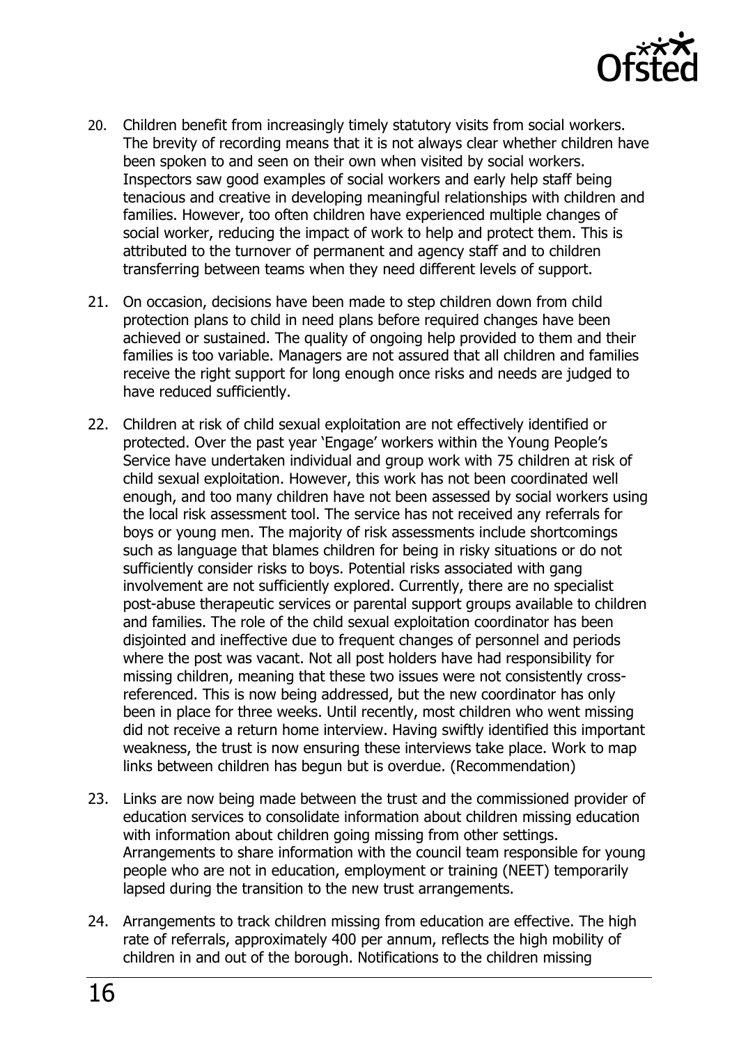20. Children benefit from increasingly timely statutory visits from social workers. The brevity of recording means that it is not always clear whether children have been spoken to and seen on their own when visited by social workers. Inspectors saw good examples of social workers and early help staff being tenacious and creative in developing meaningful relationships with children and families. However, too often children have experienced multiple changes of social worker, reducing the impact of work to help and protect them. This is attributed to the turnover of permanent and agency staff and to children transferring between teams when they need different levels of support.

21. On occasion, decisions have been made to step children down from child protection plans to child in need plans before required changes have been achieved or sustained. The quality of ongoing help provided to them and their families is too variable. Managers are not assured that all children and families receive the right support for long enough once risks and needs are judged to have reduced sufficiently.

22. Children at risk of child sexual exploitation are not effectively identified or protected. Over the past year 'Engage' workers within the Young People's Service have undertaken individual and group work with 75 children at risk of child sexual exploitation. However, this work has not been coordinated well enough, and too many children have not been assessed by social workers using the local risk assessment tool. The service has not received any referrals for boys or young men. The majority of risk assessments include shortcomings such as language that blames children for being in risky situations or do not sufficiently consider risks to boys. Potential risks associated with gang involvement are not sufficiently explored. Currently, there are no specialist post-abuse therapeutic services or parental support groups available to children and families. The role of the child sexual exploitation coordinator has been disjointed and ineffective due to frequent changes of personnel and periods where the post was vacant. Not all post holders have had responsibility for missing children, meaning that these two issues were not consistently cross-referenced. This is now being addressed, but the new coordinator has only been in place for three weeks. Until recently, most children who went missing did not receive a return home interview. Having swiftly identified this important weakness, the trust is now ensuring these interviews take place. Work to map links between children has begun but is overdue. (Recommendation)

23. Links are now being made between the trust and the commissioned provider of education services to consolidate information about children missing education with information about children going missing from other settings. Arrangements to share information with the council team responsible for young people who are not in education, employment or training (NEET) temporarily lapsed during the transition to the new trust arrangements.

24. Arrangements to track children missing from education are effective. The high rate of referrals, approximately 400 per annum, reflects the high mobility of children in and out of the borough. Notifications to the children missing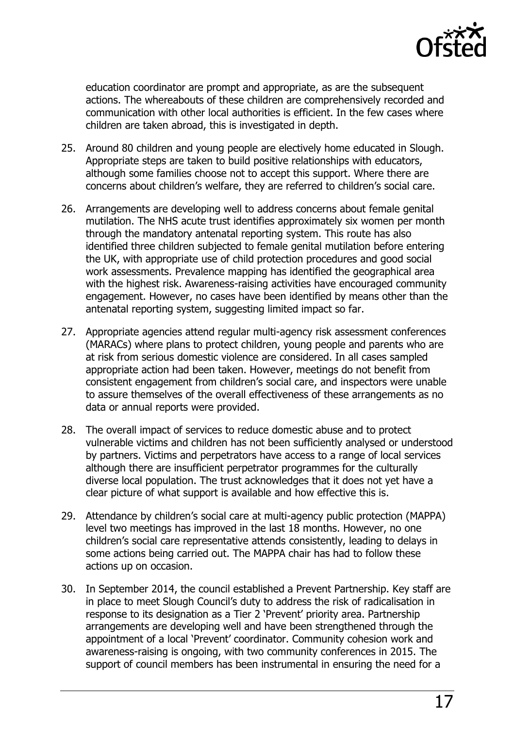education coordinator are prompt and appropriate, as are the subsequent actions. The whereabouts of these children are comprehensively recorded and communication with other local authorities is efficient. In the few cases where children are taken abroad, this is investigated in depth.

25. Around 80 children and young people are electively home educated in Slough. Appropriate steps are taken to build positive relationships with educators, although some families choose not to accept this support. Where there are concerns about children's welfare, they are referred to children's social care.

26. Arrangements are developing well to address concerns about female genital mutilation. The NHS acute trust identifies approximately six women per month through the mandatory antenatal reporting system. This route has also identified three children subjected to female genital mutilation before entering the UK, with appropriate use of child protection procedures and good social work assessments. Prevalence mapping has identified the geographical area with the highest risk. Awareness-raising activities have encouraged community engagement. However, no cases have been identified by means other than the antenatal reporting system, suggesting limited impact so far.

27. Appropriate agencies attend regular multi-agency risk assessment conferences (MARACs) where plans to protect children, young people and parents who are at risk from serious domestic violence are considered. In all cases sampled appropriate action had been taken. However, meetings do not benefit from consistent engagement from children's social care, and inspectors were unable to assure themselves of the overall effectiveness of these arrangements as no data or annual reports were provided.

28. The overall impact of services to reduce domestic abuse and to protect vulnerable victims and children has not been sufficiently analysed or understood by partners. Victims and perpetrators have access to a range of local services although there are insufficient perpetrator programmes for the culturally diverse local population. The trust acknowledges that it does not yet have a clear picture of what support is available and how effective this is.

29. Attendance by children's social care at multi-agency public protection (MAPPA) level two meetings has improved in the last 18 months. However, no one children's social care representative attends consistently, leading to delays in some actions being carried out. The MAPPA chair has had to follow these actions up on occasion.

30. In September 2014, the council established a Prevent Partnership. Key staff are in place to meet Slough Council's duty to address the risk of radicalisation in response to its designation as a Tier 2 'Prevent' priority area. Partnership arrangements are developing well and have been strengthened through the appointment of a local 'Prevent' coordinator. Community cohesion work and awareness-raising is ongoing, with two community conferences in 2015. The support of council members has been instrumental in ensuring the need for a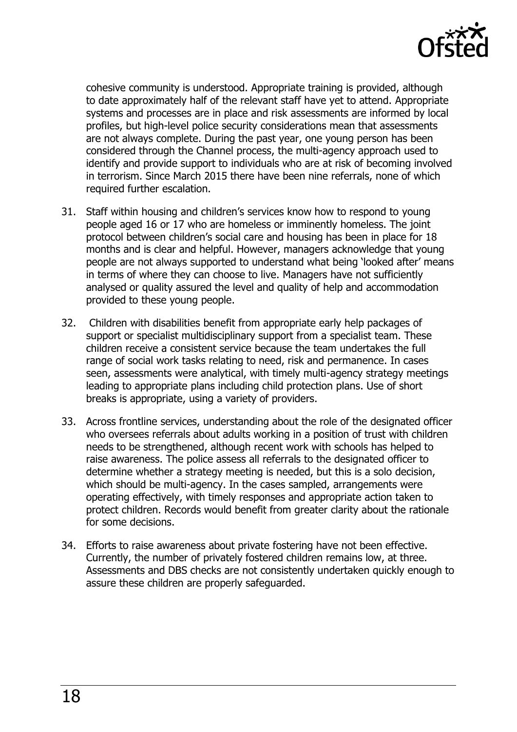cohesive community is understood. Appropriate training is provided, although to date approximately half of the relevant staff have yet to attend. Appropriate systems and processes are in place and risk assessments are informed by local profiles, but high-level police security considerations mean that assessments are not always complete. During the past year, one young person has been considered through the Channel process, the multi-agency approach used to identify and provide support to individuals who are at risk of becoming involved in terrorism. Since March 2015 there have been nine referrals, none of which required further escalation.

31. Staff within housing and children's services know how to respond to young people aged 16 or 17 who are homeless or imminently homeless. The joint protocol between children's social care and housing has been in place for 18 months and is clear and helpful. However, managers acknowledge that young people are not always supported to understand what being 'looked after' means in terms of where they can choose to live. Managers have not sufficiently analysed or quality assured the level and quality of help and accommodation provided to these young people.

32. Children with disabilities benefit from appropriate early help packages of support or specialist multidisciplinary support from a specialist team. These children receive a consistent service because the team undertakes the full range of social work tasks relating to need, risk and permanence. In cases seen, assessments were analytical, with timely multi-agency strategy meetings leading to appropriate plans including child protection plans. Use of short breaks is appropriate, using a variety of providers.

33. Across frontline services, understanding about the role of the designated officer who oversees referrals about adults working in a position of trust with children needs to be strengthened, although recent work with schools has helped to raise awareness. The police assess all referrals to the designated officer to determine whether a strategy meeting is needed, but this is a solo decision, which should be multi-agency. In the cases sampled, arrangements were operating effectively, with timely responses and appropriate action taken to protect children. Records would benefit from greater clarity about the rationale for some decisions.

34. Efforts to raise awareness about private fostering have not been effective. Currently, the number of privately fostered children remains low, at three. Assessments and DBS checks are not consistently undertaken quickly enough to assure these children are properly safeguarded.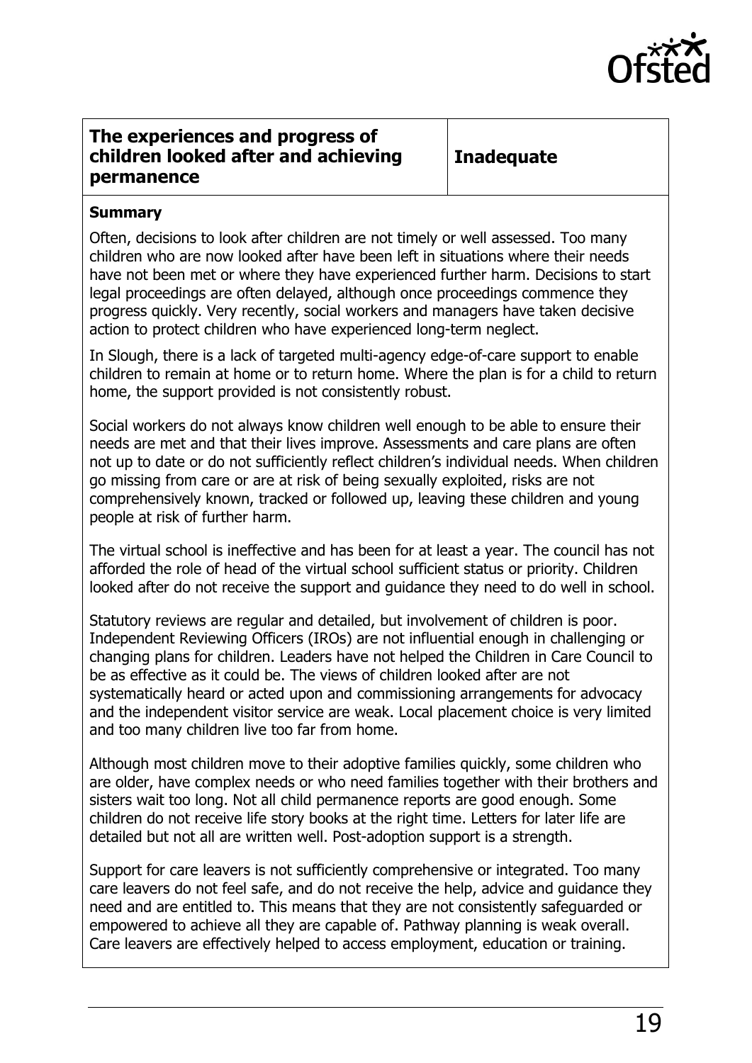| The experiences and progress of children looked after and achieving permanence | Inadequate |
|---|---|

**Summary**

Often, decisions to look after children are not timely or well assessed. Too many children who are now looked after have been left in situations where their needs have not been met or where they have experienced further harm. Decisions to start legal proceedings are often delayed, although once proceedings commence they progress quickly. Very recently, social workers and managers have taken decisive action to protect children who have experienced long-term neglect.

In Slough, there is a lack of targeted multi-agency edge-of-care support to enable children to remain at home or to return home. Where the plan is for a child to return home, the support provided is not consistently robust.

Social workers do not always know children well enough to be able to ensure their needs are met and that their lives improve. Assessments and care plans are often not up to date or do not sufficiently reflect children's individual needs. When children go missing from care or are at risk of being sexually exploited, risks are not comprehensively known, tracked or followed up, leaving these children and young people at risk of further harm.

The virtual school is ineffective and has been for at least a year. The council has not afforded the role of head of the virtual school sufficient status or priority. Children looked after do not receive the support and guidance they need to do well in school.

Statutory reviews are regular and detailed, but involvement of children is poor. Independent Reviewing Officers (IROs) are not influential enough in challenging or changing plans for children. Leaders have not helped the Children in Care Council to be as effective as it could be. The views of children looked after are not systematically heard or acted upon and commissioning arrangements for advocacy and the independent visitor service are weak. Local placement choice is very limited and too many children live too far from home.

Although most children move to their adoptive families quickly, some children who are older, have complex needs or who need families together with their brothers and sisters wait too long. Not all child permanence reports are good enough. Some children do not receive life story books at the right time. Letters for later life are detailed but not all are written well. Post-adoption support is a strength.

Support for care leavers is not sufficiently comprehensive or integrated. Too many care leavers do not feel safe, and do not receive the help, advice and guidance they need and are entitled to. This means that they are not consistently safeguarded or empowered to achieve all they are capable of. Pathway planning is weak overall. Care leavers are effectively helped to access employment, education or training.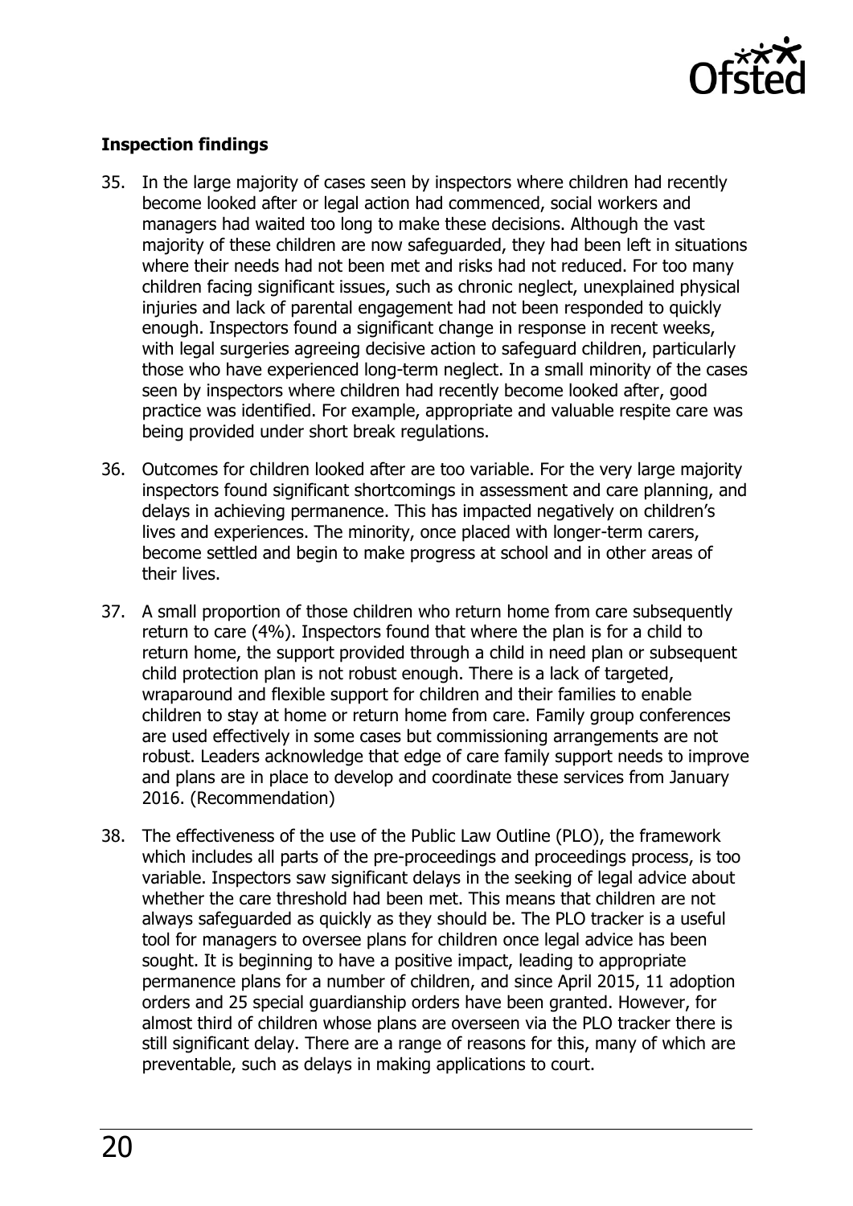**Inspection findings**

35. In the large majority of cases seen by inspectors where children had recently become looked after or legal action had commenced, social workers and managers had waited too long to make these decisions. Although the vast majority of these children are now safeguarded, they had been left in situations where their needs had not been met and risks had not reduced. For too many children facing significant issues, such as chronic neglect, unexplained physical injuries and lack of parental engagement had not been responded to quickly enough. Inspectors found a significant change in response in recent weeks, with legal surgeries agreeing decisive action to safeguard children, particularly those who have experienced long-term neglect. In a small minority of the cases seen by inspectors where children had recently become looked after, good practice was identified. For example, appropriate and valuable respite care was being provided under short break regulations.

36. Outcomes for children looked after are too variable. For the very large majority inspectors found significant shortcomings in assessment and care planning, and delays in achieving permanence. This has impacted negatively on children's lives and experiences. The minority, once placed with longer-term carers, become settled and begin to make progress at school and in other areas of their lives.

37. A small proportion of those children who return home from care subsequently return to care (4%). Inspectors found that where the plan is for a child to return home, the support provided through a child in need plan or subsequent child protection plan is not robust enough. There is a lack of targeted, wraparound and flexible support for children and their families to enable children to stay at home or return home from care. Family group conferences are used effectively in some cases but commissioning arrangements are not robust. Leaders acknowledge that edge of care family support needs to improve and plans are in place to develop and coordinate these services from January 2016. (Recommendation)

38. The effectiveness of the use of the Public Law Outline (PLO), the framework which includes all parts of the pre-proceedings and proceedings process, is too variable. Inspectors saw significant delays in the seeking of legal advice about whether the care threshold had been met. This means that children are not always safeguarded as quickly as they should be. The PLO tracker is a useful tool for managers to oversee plans for children once legal advice has been sought. It is beginning to have a positive impact, leading to appropriate permanence plans for a number of children, and since April 2015, 11 adoption orders and 25 special guardianship orders have been granted. However, for almost third of children whose plans are overseen via the PLO tracker there is still significant delay. There are a range of reasons for this, many of which are preventable, such as delays in making applications to court.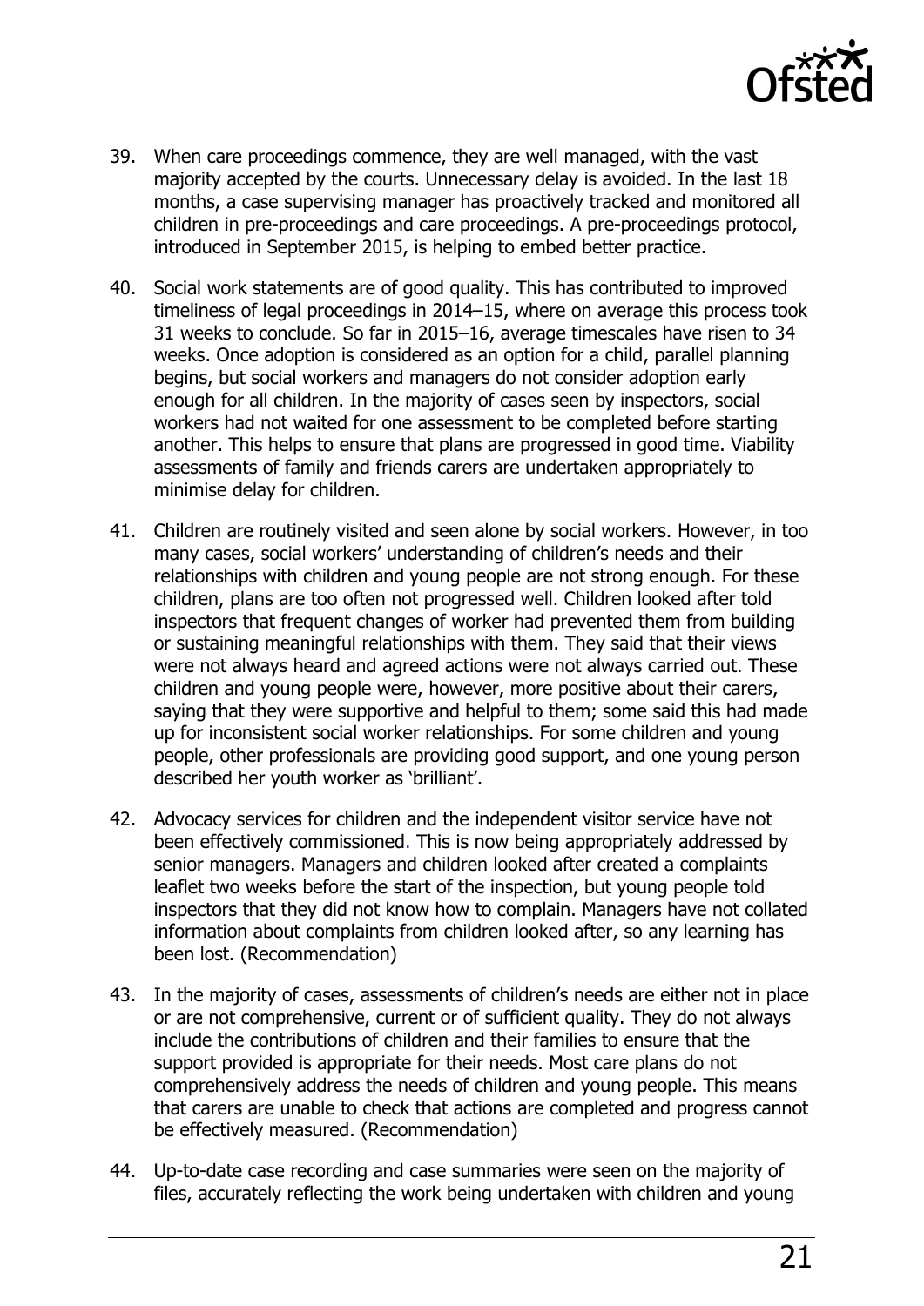39. When care proceedings commence, they are well managed, with the vast majority accepted by the courts. Unnecessary delay is avoided. In the last 18 months, a case supervising manager has proactively tracked and monitored all children in pre-proceedings and care proceedings. A pre-proceedings protocol, introduced in September 2015, is helping to embed better practice.

40. Social work statements are of good quality. This has contributed to improved timeliness of legal proceedings in 2014–15, where on average this process took 31 weeks to conclude. So far in 2015–16, average timescales have risen to 34 weeks. Once adoption is considered as an option for a child, parallel planning begins, but social workers and managers do not consider adoption early enough for all children. In the majority of cases seen by inspectors, social workers had not waited for one assessment to be completed before starting another. This helps to ensure that plans are progressed in good time. Viability assessments of family and friends carers are undertaken appropriately to minimise delay for children.

41. Children are routinely visited and seen alone by social workers. However, in too many cases, social workers' understanding of children's needs and their relationships with children and young people are not strong enough. For these children, plans are too often not progressed well. Children looked after told inspectors that frequent changes of worker had prevented them from building or sustaining meaningful relationships with them. They said that their views were not always heard and agreed actions were not always carried out. These children and young people were, however, more positive about their carers, saying that they were supportive and helpful to them; some said this had made up for inconsistent social worker relationships. For some children and young people, other professionals are providing good support, and one young person described her youth worker as 'brilliant'.

42. Advocacy services for children and the independent visitor service have not been effectively commissioned. This is now being appropriately addressed by senior managers. Managers and children looked after created a complaints leaflet two weeks before the start of the inspection, but young people told inspectors that they did not know how to complain. Managers have not collated information about complaints from children looked after, so any learning has been lost. (Recommendation)

43. In the majority of cases, assessments of children's needs are either not in place or are not comprehensive, current or of sufficient quality. They do not always include the contributions of children and their families to ensure that the support provided is appropriate for their needs. Most care plans do not comprehensively address the needs of children and young people. This means that carers are unable to check that actions are completed and progress cannot be effectively measured. (Recommendation)

44. Up-to-date case recording and case summaries were seen on the majority of files, accurately reflecting the work being undertaken with children and young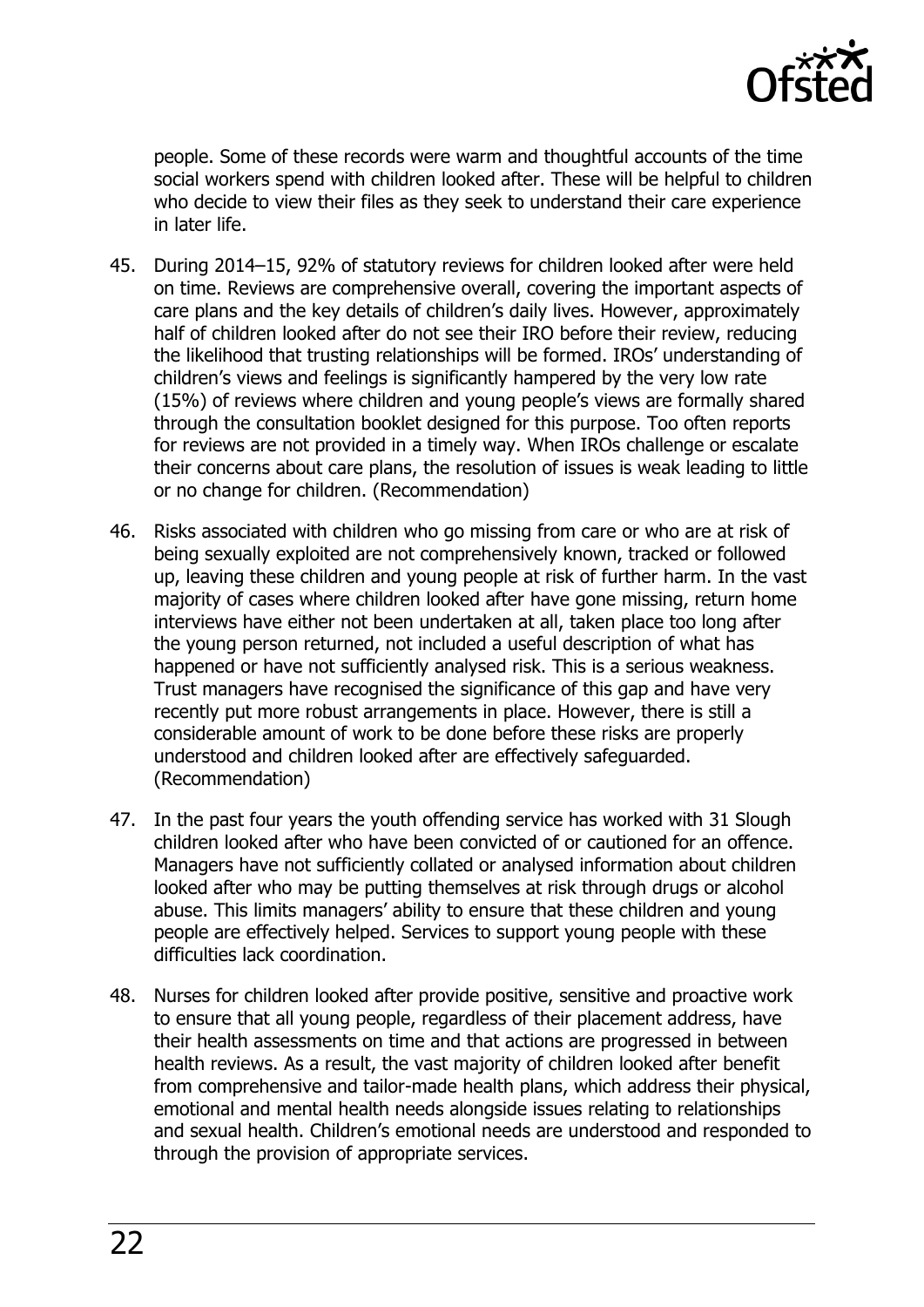people. Some of these records were warm and thoughtful accounts of the time social workers spend with children looked after. These will be helpful to children who decide to view their files as they seek to understand their care experience in later life.

45. During 2014–15, 92% of statutory reviews for children looked after were held on time. Reviews are comprehensive overall, covering the important aspects of care plans and the key details of children's daily lives. However, approximately half of children looked after do not see their IRO before their review, reducing the likelihood that trusting relationships will be formed. IROs' understanding of children's views and feelings is significantly hampered by the very low rate (15%) of reviews where children and young people's views are formally shared through the consultation booklet designed for this purpose. Too often reports for reviews are not provided in a timely way. When IROs challenge or escalate their concerns about care plans, the resolution of issues is weak leading to little or no change for children. (Recommendation)

46. Risks associated with children who go missing from care or who are at risk of being sexually exploited are not comprehensively known, tracked or followed up, leaving these children and young people at risk of further harm. In the vast majority of cases where children looked after have gone missing, return home interviews have either not been undertaken at all, taken place too long after the young person returned, not included a useful description of what has happened or have not sufficiently analysed risk. This is a serious weakness. Trust managers have recognised the significance of this gap and have very recently put more robust arrangements in place. However, there is still a considerable amount of work to be done before these risks are properly understood and children looked after are effectively safeguarded. (Recommendation)

47. In the past four years the youth offending service has worked with 31 Slough children looked after who have been convicted of or cautioned for an offence. Managers have not sufficiently collated or analysed information about children looked after who may be putting themselves at risk through drugs or alcohol abuse. This limits managers' ability to ensure that these children and young people are effectively helped. Services to support young people with these difficulties lack coordination.

48. Nurses for children looked after provide positive, sensitive and proactive work to ensure that all young people, regardless of their placement address, have their health assessments on time and that actions are progressed in between health reviews. As a result, the vast majority of children looked after benefit from comprehensive and tailor-made health plans, which address their physical, emotional and mental health needs alongside issues relating to relationships and sexual health. Children's emotional needs are understood and responded to through the provision of appropriate services.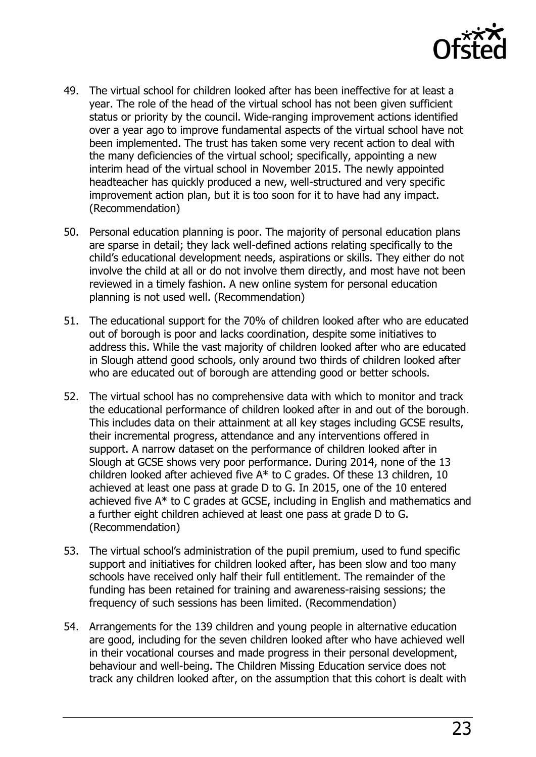49. The virtual school for children looked after has been ineffective for at least a year. The role of the head of the virtual school has not been given sufficient status or priority by the council. Wide-ranging improvement actions identified over a year ago to improve fundamental aspects of the virtual school have not been implemented. The trust has taken some very recent action to deal with the many deficiencies of the virtual school; specifically, appointing a new interim head of the virtual school in November 2015. The newly appointed headteacher has quickly produced a new, well-structured and very specific improvement action plan, but it is too soon for it to have had any impact. (Recommendation)

50. Personal education planning is poor. The majority of personal education plans are sparse in detail; they lack well-defined actions relating specifically to the child's educational development needs, aspirations or skills. They either do not involve the child at all or do not involve them directly, and most have not been reviewed in a timely fashion. A new online system for personal education planning is not used well. (Recommendation)

51. The educational support for the 70% of children looked after who are educated out of borough is poor and lacks coordination, despite some initiatives to address this. While the vast majority of children looked after who are educated in Slough attend good schools, only around two thirds of children looked after who are educated out of borough are attending good or better schools.

52. The virtual school has no comprehensive data with which to monitor and track the educational performance of children looked after in and out of the borough. This includes data on their attainment at all key stages including GCSE results, their incremental progress, attendance and any interventions offered in support. A narrow dataset on the performance of children looked after in Slough at GCSE shows very poor performance. During 2014, none of the 13 children looked after achieved five A* to C grades. Of these 13 children, 10 achieved at least one pass at grade D to G. In 2015, one of the 10 entered achieved five A* to C grades at GCSE, including in English and mathematics and a further eight children achieved at least one pass at grade D to G. (Recommendation)

53. The virtual school's administration of the pupil premium, used to fund specific support and initiatives for children looked after, has been slow and too many schools have received only half their full entitlement. The remainder of the funding has been retained for training and awareness-raising sessions; the frequency of such sessions has been limited. (Recommendation)

54. Arrangements for the 139 children and young people in alternative education are good, including for the seven children looked after who have achieved well in their vocational courses and made progress in their personal development, behaviour and well-being. The Children Missing Education service does not track any children looked after, on the assumption that this cohort is dealt with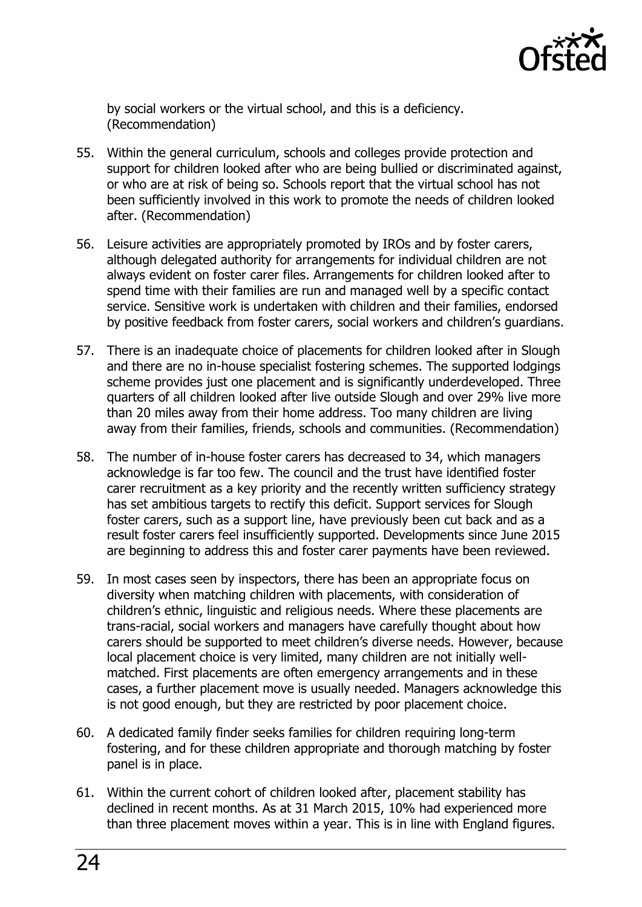by social workers or the virtual school, and this is a deficiency. (Recommendation)

55. Within the general curriculum, schools and colleges provide protection and support for children looked after who are being bullied or discriminated against, or who are at risk of being so. Schools report that the virtual school has not been sufficiently involved in this work to promote the needs of children looked after. (Recommendation)

56. Leisure activities are appropriately promoted by IROs and by foster carers, although delegated authority for arrangements for individual children are not always evident on foster carer files. Arrangements for children looked after to spend time with their families are run and managed well by a specific contact service. Sensitive work is undertaken with children and their families, endorsed by positive feedback from foster carers, social workers and children's guardians.

57. There is an inadequate choice of placements for children looked after in Slough and there are no in-house specialist fostering schemes. The supported lodgings scheme provides just one placement and is significantly underdeveloped. Three quarters of all children looked after live outside Slough and over 29% live more than 20 miles away from their home address. Too many children are living away from their families, friends, schools and communities. (Recommendation)

58. The number of in-house foster carers has decreased to 34, which managers acknowledge is far too few. The council and the trust have identified foster carer recruitment as a key priority and the recently written sufficiency strategy has set ambitious targets to rectify this deficit. Support services for Slough foster carers, such as a support line, have previously been cut back and as a result foster carers feel insufficiently supported. Developments since June 2015 are beginning to address this and foster carer payments have been reviewed.

59. In most cases seen by inspectors, there has been an appropriate focus on diversity when matching children with placements, with consideration of children's ethnic, linguistic and religious needs. Where these placements are trans-racial, social workers and managers have carefully thought about how carers should be supported to meet children's diverse needs. However, because local placement choice is very limited, many children are not initially well-matched. First placements are often emergency arrangements and in these cases, a further placement move is usually needed. Managers acknowledge this is not good enough, but they are restricted by poor placement choice.

60. A dedicated family finder seeks families for children requiring long-term fostering, and for these children appropriate and thorough matching by foster panel is in place.

61. Within the current cohort of children looked after, placement stability has declined in recent months. As at 31 March 2015, 10% had experienced more than three placement moves within a year. This is in line with England figures.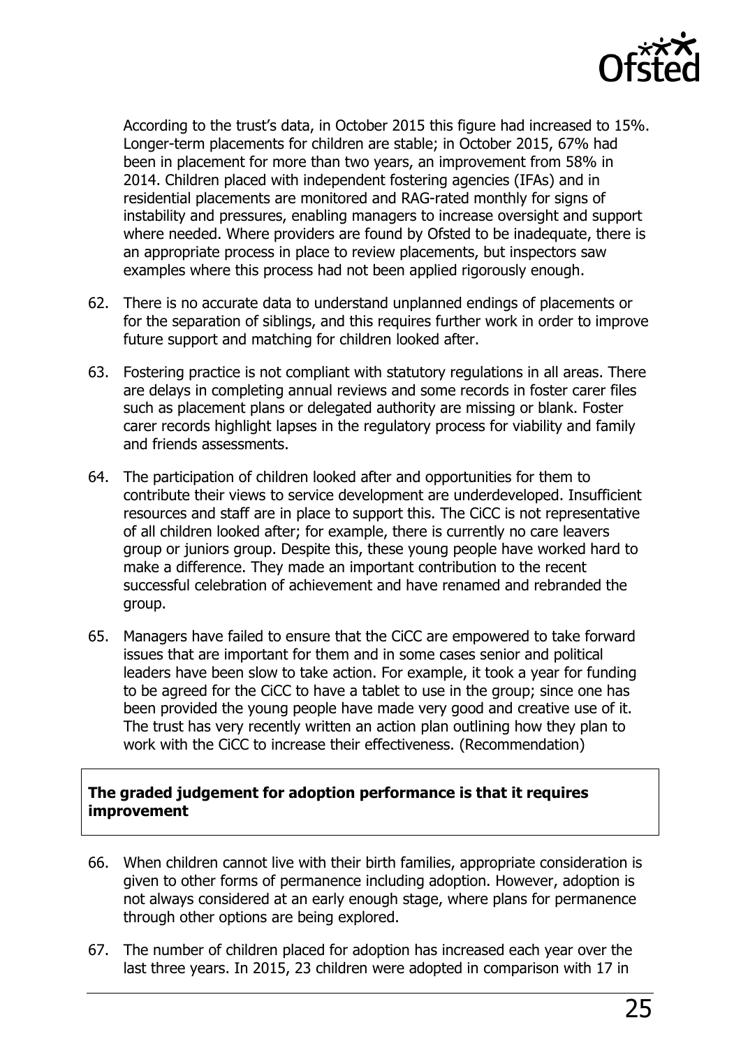According to the trust's data, in October 2015 this figure had increased to 15%. Longer-term placements for children are stable; in October 2015, 67% had been in placement for more than two years, an improvement from 58% in 2014. Children placed with independent fostering agencies (IFAs) and in residential placements are monitored and RAG-rated monthly for signs of instability and pressures, enabling managers to increase oversight and support where needed. Where providers are found by Ofsted to be inadequate, there is an appropriate process in place to review placements, but inspectors saw examples where this process had not been applied rigorously enough.

62. There is no accurate data to understand unplanned endings of placements or for the separation of siblings, and this requires further work in order to improve future support and matching for children looked after.

63. Fostering practice is not compliant with statutory regulations in all areas. There are delays in completing annual reviews and some records in foster carer files such as placement plans or delegated authority are missing or blank. Foster carer records highlight lapses in the regulatory process for viability and family and friends assessments.

64. The participation of children looked after and opportunities for them to contribute their views to service development are underdeveloped. Insufficient resources and staff are in place to support this. The CiCC is not representative of all children looked after; for example, there is currently no care leavers group or juniors group. Despite this, these young people have worked hard to make a difference. They made an important contribution to the recent successful celebration of achievement and have renamed and rebranded the group.

65. Managers have failed to ensure that the CiCC are empowered to take forward issues that are important for them and in some cases senior and political leaders have been slow to take action. For example, it took a year for funding to be agreed for the CiCC to have a tablet to use in the group; since one has been provided the young people have made very good and creative use of it. The trust has very recently written an action plan outlining how they plan to work with the CiCC to increase their effectiveness. (Recommendation)

**The graded judgement for adoption performance is that it requires improvement**

66. When children cannot live with their birth families, appropriate consideration is given to other forms of permanence including adoption. However, adoption is not always considered at an early enough stage, where plans for permanence through other options are being explored.

67. The number of children placed for adoption has increased each year over the last three years. In 2015, 23 children were adopted in comparison with 17 in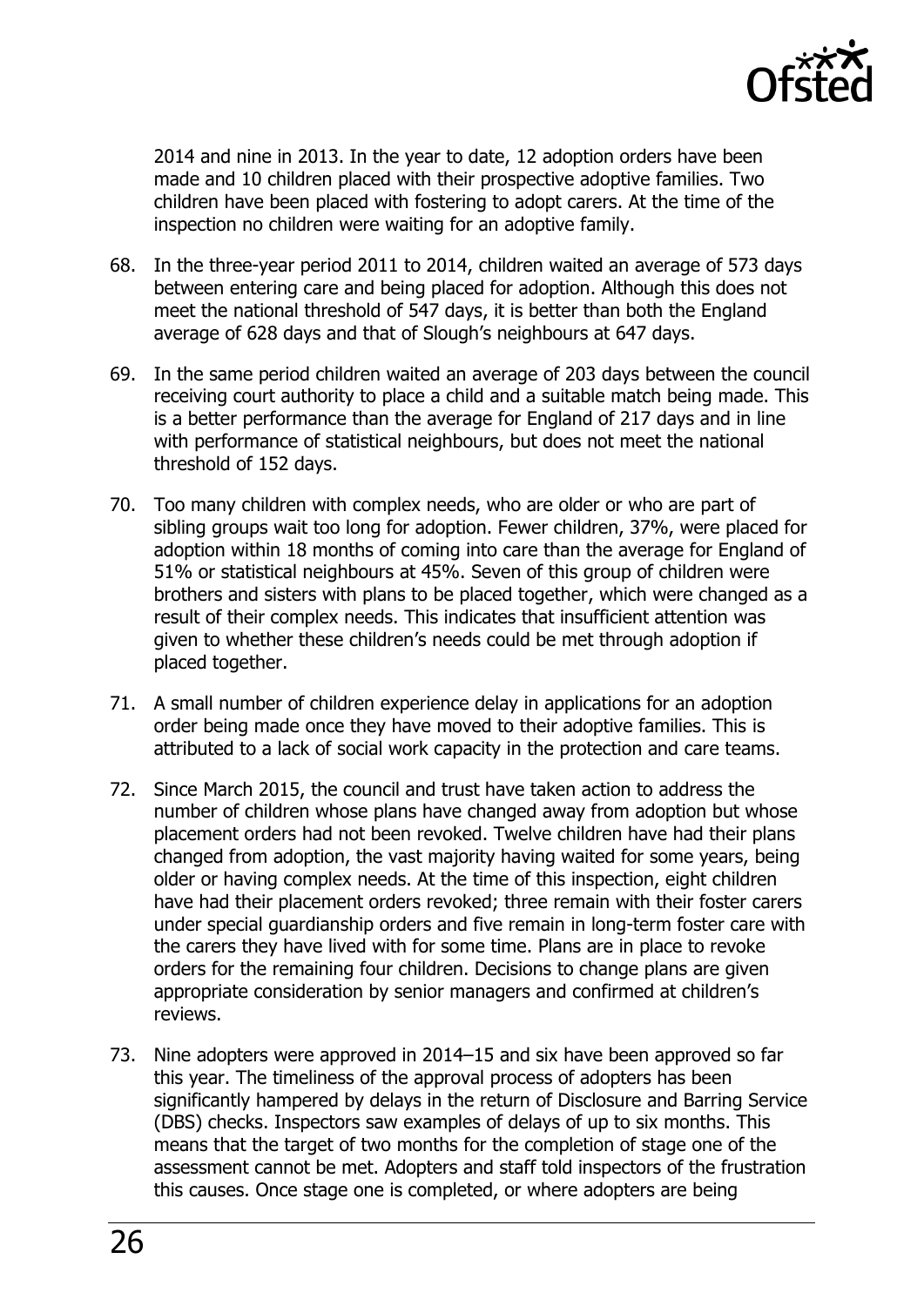2014 and nine in 2013. In the year to date, 12 adoption orders have been made and 10 children placed with their prospective adoptive families. Two children have been placed with fostering to adopt carers. At the time of the inspection no children were waiting for an adoptive family.

68. In the three-year period 2011 to 2014, children waited an average of 573 days between entering care and being placed for adoption. Although this does not meet the national threshold of 547 days, it is better than both the England average of 628 days and that of Slough's neighbours at 647 days.

69. In the same period children waited an average of 203 days between the council receiving court authority to place a child and a suitable match being made. This is a better performance than the average for England of 217 days and in line with performance of statistical neighbours, but does not meet the national threshold of 152 days.

70. Too many children with complex needs, who are older or who are part of sibling groups wait too long for adoption. Fewer children, 37%, were placed for adoption within 18 months of coming into care than the average for England of 51% or statistical neighbours at 45%. Seven of this group of children were brothers and sisters with plans to be placed together, which were changed as a result of their complex needs. This indicates that insufficient attention was given to whether these children's needs could be met through adoption if placed together.

71. A small number of children experience delay in applications for an adoption order being made once they have moved to their adoptive families. This is attributed to a lack of social work capacity in the protection and care teams.

72. Since March 2015, the council and trust have taken action to address the number of children whose plans have changed away from adoption but whose placement orders had not been revoked. Twelve children have had their plans changed from adoption, the vast majority having waited for some years, being older or having complex needs. At the time of this inspection, eight children have had their placement orders revoked; three remain with their foster carers under special guardianship orders and five remain in long-term foster care with the carers they have lived with for some time. Plans are in place to revoke orders for the remaining four children. Decisions to change plans are given appropriate consideration by senior managers and confirmed at children's reviews.

73. Nine adopters were approved in 2014–15 and six have been approved so far this year. The timeliness of the approval process of adopters has been significantly hampered by delays in the return of Disclosure and Barring Service (DBS) checks. Inspectors saw examples of delays of up to six months. This means that the target of two months for the completion of stage one of the assessment cannot be met. Adopters and staff told inspectors of the frustration this causes. Once stage one is completed, or where adopters are being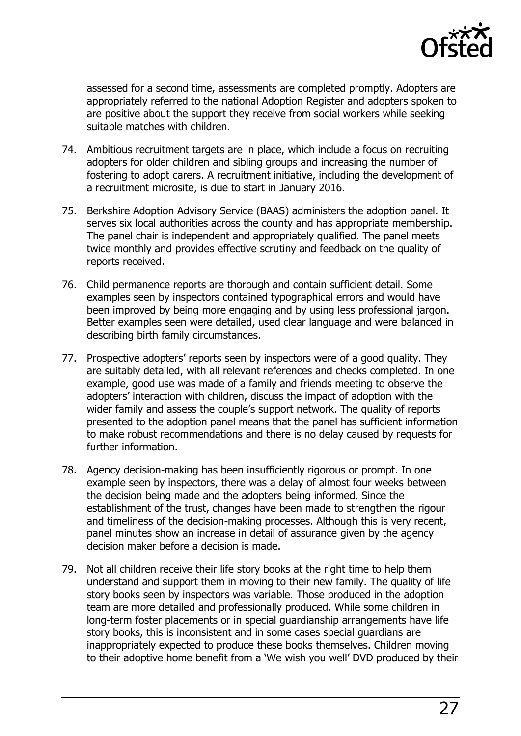assessed for a second time, assessments are completed promptly. Adopters are appropriately referred to the national Adoption Register and adopters spoken to are positive about the support they receive from social workers while seeking suitable matches with children.

74. Ambitious recruitment targets are in place, which include a focus on recruiting adopters for older children and sibling groups and increasing the number of fostering to adopt carers. A recruitment initiative, including the development of a recruitment microsite, is due to start in January 2016.

75. Berkshire Adoption Advisory Service (BAAS) administers the adoption panel. It serves six local authorities across the county and has appropriate membership. The panel chair is independent and appropriately qualified. The panel meets twice monthly and provides effective scrutiny and feedback on the quality of reports received.

76. Child permanence reports are thorough and contain sufficient detail. Some examples seen by inspectors contained typographical errors and would have been improved by being more engaging and by using less professional jargon. Better examples seen were detailed, used clear language and were balanced in describing birth family circumstances.

77. Prospective adopters' reports seen by inspectors were of a good quality. They are suitably detailed, with all relevant references and checks completed. In one example, good use was made of a family and friends meeting to observe the adopters' interaction with children, discuss the impact of adoption with the wider family and assess the couple's support network. The quality of reports presented to the adoption panel means that the panel has sufficient information to make robust recommendations and there is no delay caused by requests for further information.

78. Agency decision-making has been insufficiently rigorous or prompt. In one example seen by inspectors, there was a delay of almost four weeks between the decision being made and the adopters being informed. Since the establishment of the trust, changes have been made to strengthen the rigour and timeliness of the decision-making processes. Although this is very recent, panel minutes show an increase in detail of assurance given by the agency decision maker before a decision is made.

79. Not all children receive their life story books at the right time to help them understand and support them in moving to their new family. The quality of life story books seen by inspectors was variable. Those produced in the adoption team are more detailed and professionally produced. While some children in long-term foster placements or in special guardianship arrangements have life story books, this is inconsistent and in some cases special guardians are inappropriately expected to produce these books themselves. Children moving to their adoptive home benefit from a 'We wish you well' DVD produced by their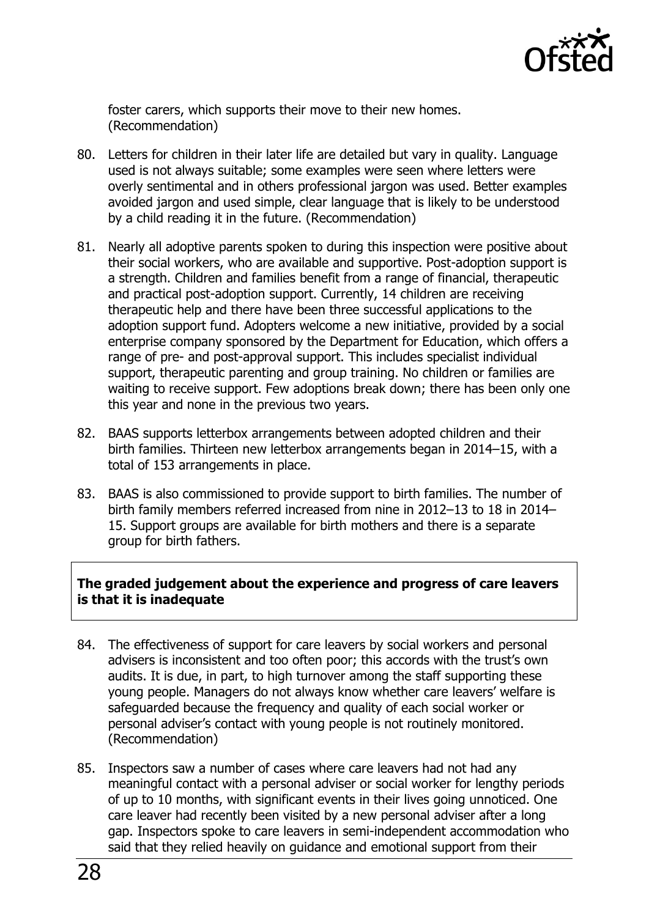foster carers, which supports their move to their new homes. (Recommendation)

80. Letters for children in their later life are detailed but vary in quality. Language used is not always suitable; some examples were seen where letters were overly sentimental and in others professional jargon was used. Better examples avoided jargon and used simple, clear language that is likely to be understood by a child reading it in the future. (Recommendation)

81. Nearly all adoptive parents spoken to during this inspection were positive about their social workers, who are available and supportive. Post-adoption support is a strength. Children and families benefit from a range of financial, therapeutic and practical post-adoption support. Currently, 14 children are receiving therapeutic help and there have been three successful applications to the adoption support fund. Adopters welcome a new initiative, provided by a social enterprise company sponsored by the Department for Education, which offers a range of pre- and post-approval support. This includes specialist individual support, therapeutic parenting and group training. No children or families are waiting to receive support. Few adoptions break down; there has been only one this year and none in the previous two years.

82. BAAS supports letterbox arrangements between adopted children and their birth families. Thirteen new letterbox arrangements began in 2014–15, with a total of 153 arrangements in place.

83. BAAS is also commissioned to provide support to birth families. The number of birth family members referred increased from nine in 2012–13 to 18 in 2014–15. Support groups are available for birth mothers and there is a separate group for birth fathers.

**The graded judgement about the experience and progress of care leavers is that it is inadequate**

84. The effectiveness of support for care leavers by social workers and personal advisers is inconsistent and too often poor; this accords with the trust's own audits. It is due, in part, to high turnover among the staff supporting these young people. Managers do not always know whether care leavers' welfare is safeguarded because the frequency and quality of each social worker or personal adviser's contact with young people is not routinely monitored. (Recommendation)

85. Inspectors saw a number of cases where care leavers had not had any meaningful contact with a personal adviser or social worker for lengthy periods of up to 10 months, with significant events in their lives going unnoticed. One care leaver had recently been visited by a new personal adviser after a long gap. Inspectors spoke to care leavers in semi-independent accommodation who said that they relied heavily on guidance and emotional support from their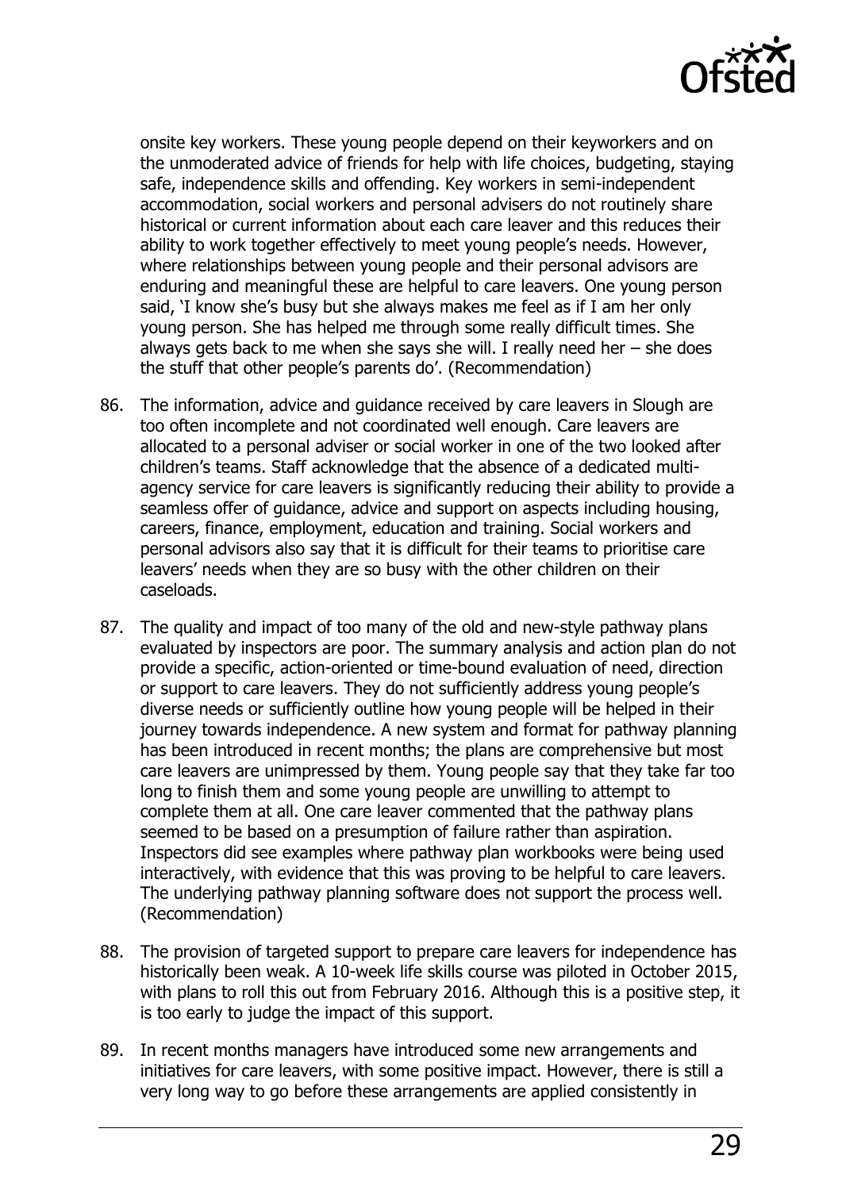onsite key workers. These young people depend on their keyworkers and on the unmoderated advice of friends for help with life choices, budgeting, staying safe, independence skills and offending. Key workers in semi-independent accommodation, social workers and personal advisers do not routinely share historical or current information about each care leaver and this reduces their ability to work together effectively to meet young people's needs. However, where relationships between young people and their personal advisors are enduring and meaningful these are helpful to care leavers. One young person said, 'I know she's busy but she always makes me feel as if I am her only young person. She has helped me through some really difficult times. She always gets back to me when she says she will. I really need her – she does the stuff that other people's parents do'. (Recommendation)

86. The information, advice and guidance received by care leavers in Slough are too often incomplete and not coordinated well enough. Care leavers are allocated to a personal adviser or social worker in one of the two looked after children's teams. Staff acknowledge that the absence of a dedicated multi-agency service for care leavers is significantly reducing their ability to provide a seamless offer of guidance, advice and support on aspects including housing, careers, finance, employment, education and training. Social workers and personal advisors also say that it is difficult for their teams to prioritise care leavers' needs when they are so busy with the other children on their caseloads.

87. The quality and impact of too many of the old and new-style pathway plans evaluated by inspectors are poor. The summary analysis and action plan do not provide a specific, action-oriented or time-bound evaluation of need, direction or support to care leavers. They do not sufficiently address young people's diverse needs or sufficiently outline how young people will be helped in their journey towards independence. A new system and format for pathway planning has been introduced in recent months; the plans are comprehensive but most care leavers are unimpressed by them. Young people say that they take far too long to finish them and some young people are unwilling to attempt to complete them at all. One care leaver commented that the pathway plans seemed to be based on a presumption of failure rather than aspiration. Inspectors did see examples where pathway plan workbooks were being used interactively, with evidence that this was proving to be helpful to care leavers. The underlying pathway planning software does not support the process well. (Recommendation)

88. The provision of targeted support to prepare care leavers for independence has historically been weak. A 10-week life skills course was piloted in October 2015, with plans to roll this out from February 2016. Although this is a positive step, it is too early to judge the impact of this support.

89. In recent months managers have introduced some new arrangements and initiatives for care leavers, with some positive impact. However, there is still a very long way to go before these arrangements are applied consistently in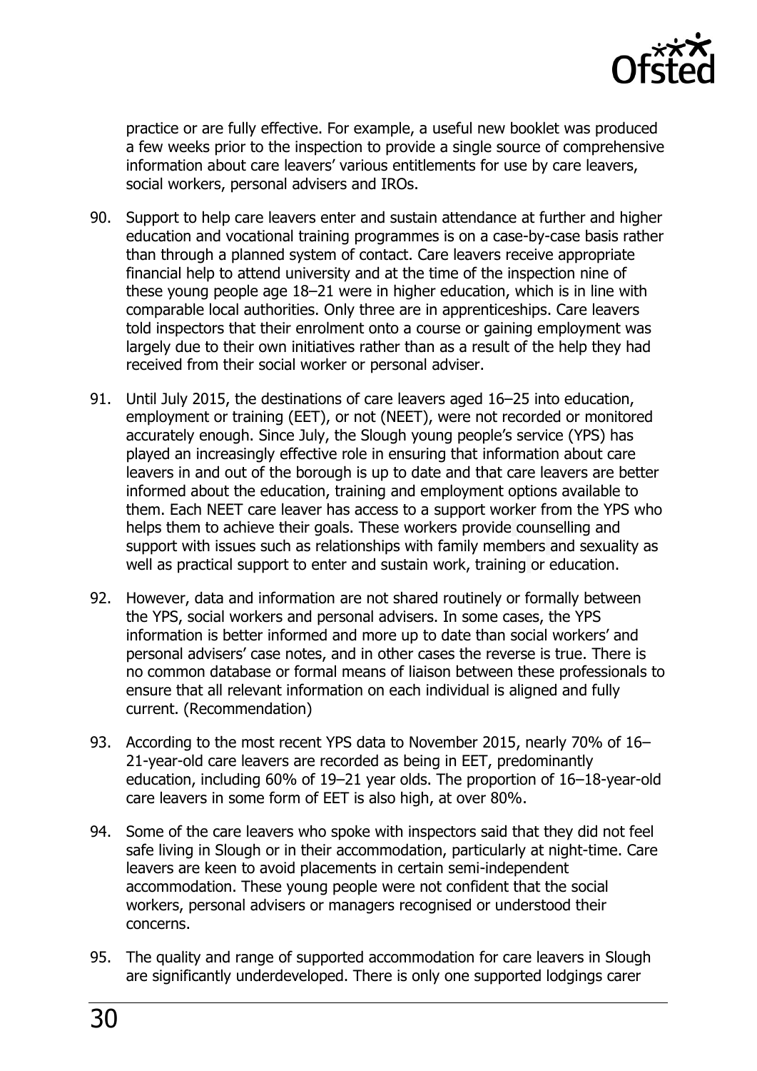practice or are fully effective. For example, a useful new booklet was produced a few weeks prior to the inspection to provide a single source of comprehensive information about care leavers' various entitlements for use by care leavers, social workers, personal advisers and IROs.

90. Support to help care leavers enter and sustain attendance at further and higher education and vocational training programmes is on a case-by-case basis rather than through a planned system of contact. Care leavers receive appropriate financial help to attend university and at the time of the inspection nine of these young people age 18–21 were in higher education, which is in line with comparable local authorities. Only three are in apprenticeships. Care leavers told inspectors that their enrolment onto a course or gaining employment was largely due to their own initiatives rather than as a result of the help they had received from their social worker or personal adviser.

91. Until July 2015, the destinations of care leavers aged 16–25 into education, employment or training (EET), or not (NEET), were not recorded or monitored accurately enough. Since July, the Slough young people's service (YPS) has played an increasingly effective role in ensuring that information about care leavers in and out of the borough is up to date and that care leavers are better informed about the education, training and employment options available to them. Each NEET care leaver has access to a support worker from the YPS who helps them to achieve their goals. These workers provide counselling and support with issues such as relationships with family members and sexuality as well as practical support to enter and sustain work, training or education.

92. However, data and information are not shared routinely or formally between the YPS, social workers and personal advisers. In some cases, the YPS information is better informed and more up to date than social workers' and personal advisers' case notes, and in other cases the reverse is true. There is no common database or formal means of liaison between these professionals to ensure that all relevant information on each individual is aligned and fully current. (Recommendation)

93. According to the most recent YPS data to November 2015, nearly 70% of 16–21-year-old care leavers are recorded as being in EET, predominantly education, including 60% of 19–21 year olds. The proportion of 16–18-year-old care leavers in some form of EET is also high, at over 80%.

94. Some of the care leavers who spoke with inspectors said that they did not feel safe living in Slough or in their accommodation, particularly at night-time. Care leavers are keen to avoid placements in certain semi-independent accommodation. These young people were not confident that the social workers, personal advisers or managers recognised or understood their concerns.

95. The quality and range of supported accommodation for care leavers in Slough are significantly underdeveloped. There is only one supported lodgings carer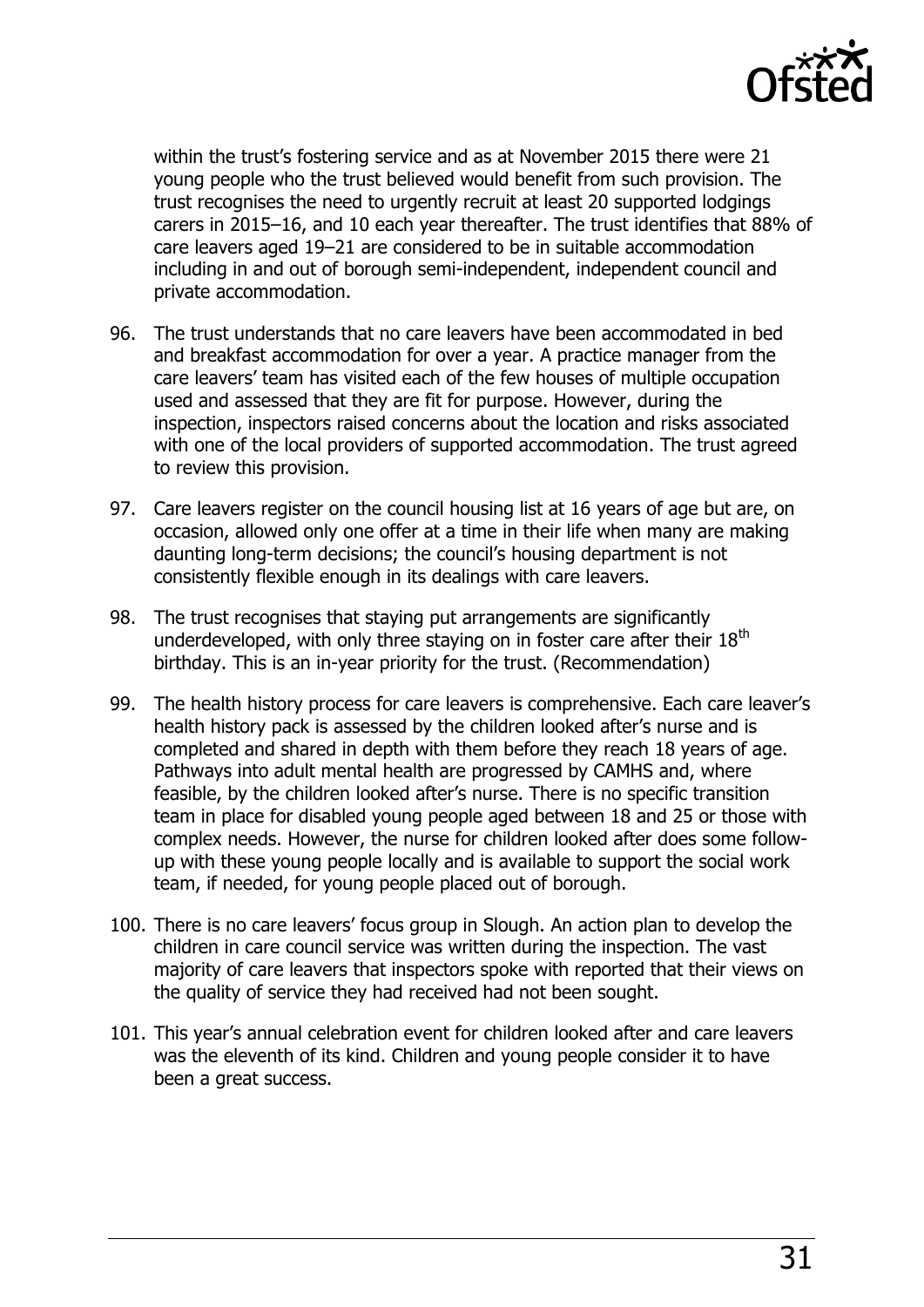within the trust's fostering service and as at November 2015 there were 21 young people who the trust believed would benefit from such provision. The trust recognises the need to urgently recruit at least 20 supported lodgings carers in 2015–16, and 10 each year thereafter. The trust identifies that 88% of care leavers aged 19–21 are considered to be in suitable accommodation including in and out of borough semi-independent, independent council and private accommodation.

96. The trust understands that no care leavers have been accommodated in bed and breakfast accommodation for over a year. A practice manager from the care leavers' team has visited each of the few houses of multiple occupation used and assessed that they are fit for purpose. However, during the inspection, inspectors raised concerns about the location and risks associated with one of the local providers of supported accommodation. The trust agreed to review this provision.

97. Care leavers register on the council housing list at 16 years of age but are, on occasion, allowed only one offer at a time in their life when many are making daunting long-term decisions; the council's housing department is not consistently flexible enough in its dealings with care leavers.

98. The trust recognises that staying put arrangements are significantly underdeveloped, with only three staying on in foster care after their 18th birthday. This is an in-year priority for the trust. (Recommendation)

99. The health history process for care leavers is comprehensive. Each care leaver's health history pack is assessed by the children looked after's nurse and is completed and shared in depth with them before they reach 18 years of age. Pathways into adult mental health are progressed by CAMHS and, where feasible, by the children looked after's nurse. There is no specific transition team in place for disabled young people aged between 18 and 25 or those with complex needs. However, the nurse for children looked after does some follow-up with these young people locally and is available to support the social work team, if needed, for young people placed out of borough.

100. There is no care leavers' focus group in Slough. An action plan to develop the children in care council service was written during the inspection. The vast majority of care leavers that inspectors spoke with reported that their views on the quality of service they had received had not been sought.

101. This year's annual celebration event for children looked after and care leavers was the eleventh of its kind. Children and young people consider it to have been a great success.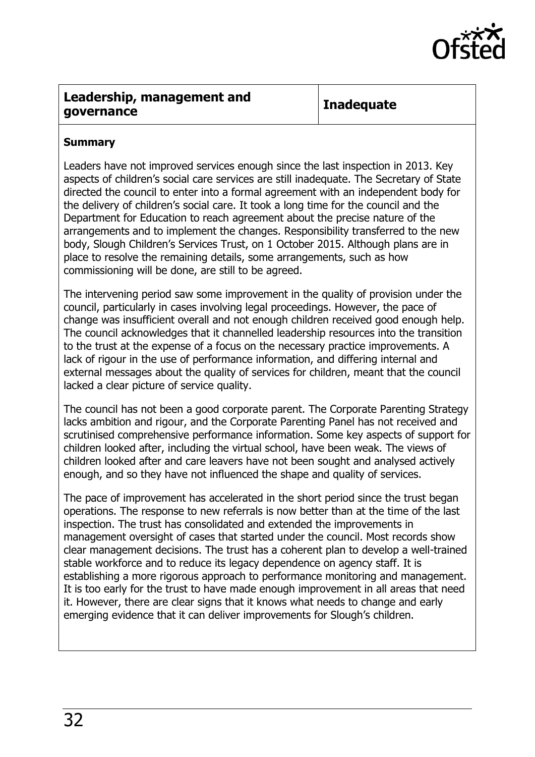| Leadership, management and governance | Inadequate |
| --- | --- |

**Summary**

Leaders have not improved services enough since the last inspection in 2013. Key aspects of children's social care services are still inadequate. The Secretary of State directed the council to enter into a formal agreement with an independent body for the delivery of children's social care. It took a long time for the council and the Department for Education to reach agreement about the precise nature of the arrangements and to implement the changes. Responsibility transferred to the new body, Slough Children's Services Trust, on 1 October 2015. Although plans are in place to resolve the remaining details, some arrangements, such as how commissioning will be done, are still to be agreed.

The intervening period saw some improvement in the quality of provision under the council, particularly in cases involving legal proceedings. However, the pace of change was insufficient overall and not enough children received good enough help. The council acknowledges that it channelled leadership resources into the transition to the trust at the expense of a focus on the necessary practice improvements. A lack of rigour in the use of performance information, and differing internal and external messages about the quality of services for children, meant that the council lacked a clear picture of service quality.

The council has not been a good corporate parent. The Corporate Parenting Strategy lacks ambition and rigour, and the Corporate Parenting Panel has not received and scrutinised comprehensive performance information. Some key aspects of support for children looked after, including the virtual school, have been weak. The views of children looked after and care leavers have not been sought and analysed actively enough, and so they have not influenced the shape and quality of services.

The pace of improvement has accelerated in the short period since the trust began operations. The response to new referrals is now better than at the time of the last inspection. The trust has consolidated and extended the improvements in management oversight of cases that started under the council. Most records show clear management decisions. The trust has a coherent plan to develop a well-trained stable workforce and to reduce its legacy dependence on agency staff. It is establishing a more rigorous approach to performance monitoring and management. It is too early for the trust to have made enough improvement in all areas that need it. However, there are clear signs that it knows what needs to change and early emerging evidence that it can deliver improvements for Slough's children.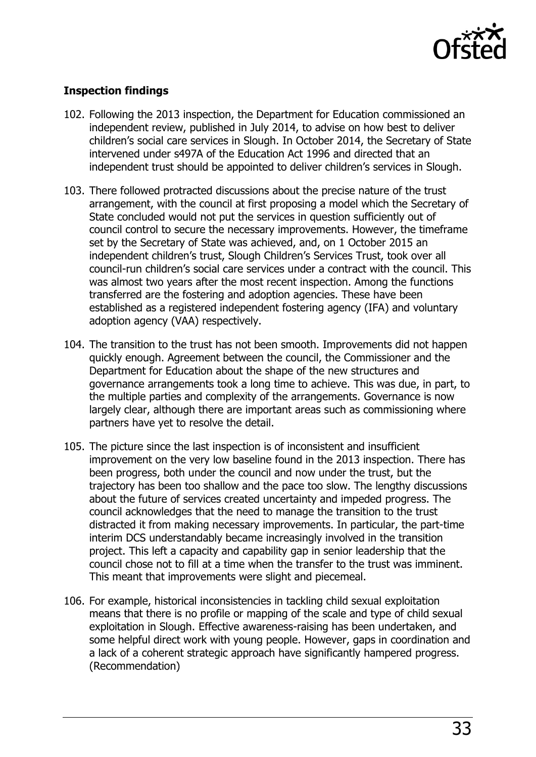**Inspection findings**

102. Following the 2013 inspection, the Department for Education commissioned an independent review, published in July 2014, to advise on how best to deliver children's social care services in Slough. In October 2014, the Secretary of State intervened under s497A of the Education Act 1996 and directed that an independent trust should be appointed to deliver children's services in Slough.

103. There followed protracted discussions about the precise nature of the trust arrangement, with the council at first proposing a model which the Secretary of State concluded would not put the services in question sufficiently out of council control to secure the necessary improvements. However, the timeframe set by the Secretary of State was achieved, and, on 1 October 2015 an independent children's trust, Slough Children's Services Trust, took over all council-run children's social care services under a contract with the council. This was almost two years after the most recent inspection. Among the functions transferred are the fostering and adoption agencies. These have been established as a registered independent fostering agency (IFA) and voluntary adoption agency (VAA) respectively.

104. The transition to the trust has not been smooth. Improvements did not happen quickly enough. Agreement between the council, the Commissioner and the Department for Education about the shape of the new structures and governance arrangements took a long time to achieve. This was due, in part, to the multiple parties and complexity of the arrangements. Governance is now largely clear, although there are important areas such as commissioning where partners have yet to resolve the detail.

105. The picture since the last inspection is of inconsistent and insufficient improvement on the very low baseline found in the 2013 inspection. There has been progress, both under the council and now under the trust, but the trajectory has been too shallow and the pace too slow. The lengthy discussions about the future of services created uncertainty and impeded progress. The council acknowledges that the need to manage the transition to the trust distracted it from making necessary improvements. In particular, the part-time interim DCS understandably became increasingly involved in the transition project. This left a capacity and capability gap in senior leadership that the council chose not to fill at a time when the transfer to the trust was imminent. This meant that improvements were slight and piecemeal.

106. For example, historical inconsistencies in tackling child sexual exploitation means that there is no profile or mapping of the scale and type of child sexual exploitation in Slough. Effective awareness-raising has been undertaken, and some helpful direct work with young people. However, gaps in coordination and a lack of a coherent strategic approach have significantly hampered progress. (Recommendation)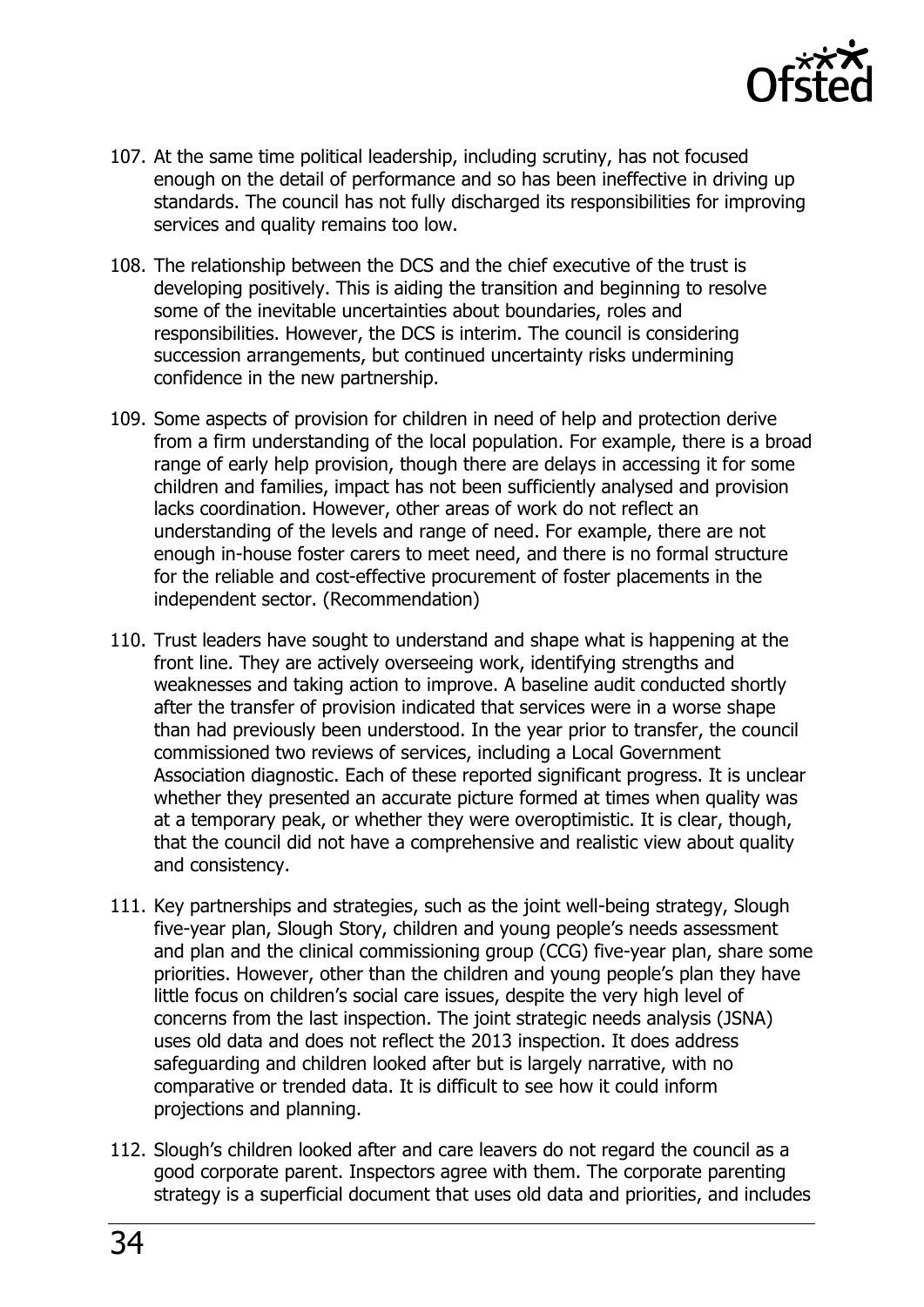107. At the same time political leadership, including scrutiny, has not focused enough on the detail of performance and so has been ineffective in driving up standards. The council has not fully discharged its responsibilities for improving services and quality remains too low.

108. The relationship between the DCS and the chief executive of the trust is developing positively. This is aiding the transition and beginning to resolve some of the inevitable uncertainties about boundaries, roles and responsibilities. However, the DCS is interim. The council is considering succession arrangements, but continued uncertainty risks undermining confidence in the new partnership.

109. Some aspects of provision for children in need of help and protection derive from a firm understanding of the local population. For example, there is a broad range of early help provision, though there are delays in accessing it for some children and families, impact has not been sufficiently analysed and provision lacks coordination. However, other areas of work do not reflect an understanding of the levels and range of need. For example, there are not enough in-house foster carers to meet need, and there is no formal structure for the reliable and cost-effective procurement of foster placements in the independent sector. (Recommendation)

110. Trust leaders have sought to understand and shape what is happening at the front line. They are actively overseeing work, identifying strengths and weaknesses and taking action to improve. A baseline audit conducted shortly after the transfer of provision indicated that services were in a worse shape than had previously been understood. In the year prior to transfer, the council commissioned two reviews of services, including a Local Government Association diagnostic. Each of these reported significant progress. It is unclear whether they presented an accurate picture formed at times when quality was at a temporary peak, or whether they were overoptimistic. It is clear, though, that the council did not have a comprehensive and realistic view about quality and consistency.

111. Key partnerships and strategies, such as the joint well-being strategy, Slough five-year plan, Slough Story, children and young people's needs assessment and plan and the clinical commissioning group (CCG) five-year plan, share some priorities. However, other than the children and young people's plan they have little focus on children's social care issues, despite the very high level of concerns from the last inspection. The joint strategic needs analysis (JSNA) uses old data and does not reflect the 2013 inspection. It does address safeguarding and children looked after but is largely narrative, with no comparative or trended data. It is difficult to see how it could inform projections and planning.

112. Slough's children looked after and care leavers do not regard the council as a good corporate parent. Inspectors agree with them. The corporate parenting strategy is a superficial document that uses old data and priorities, and includes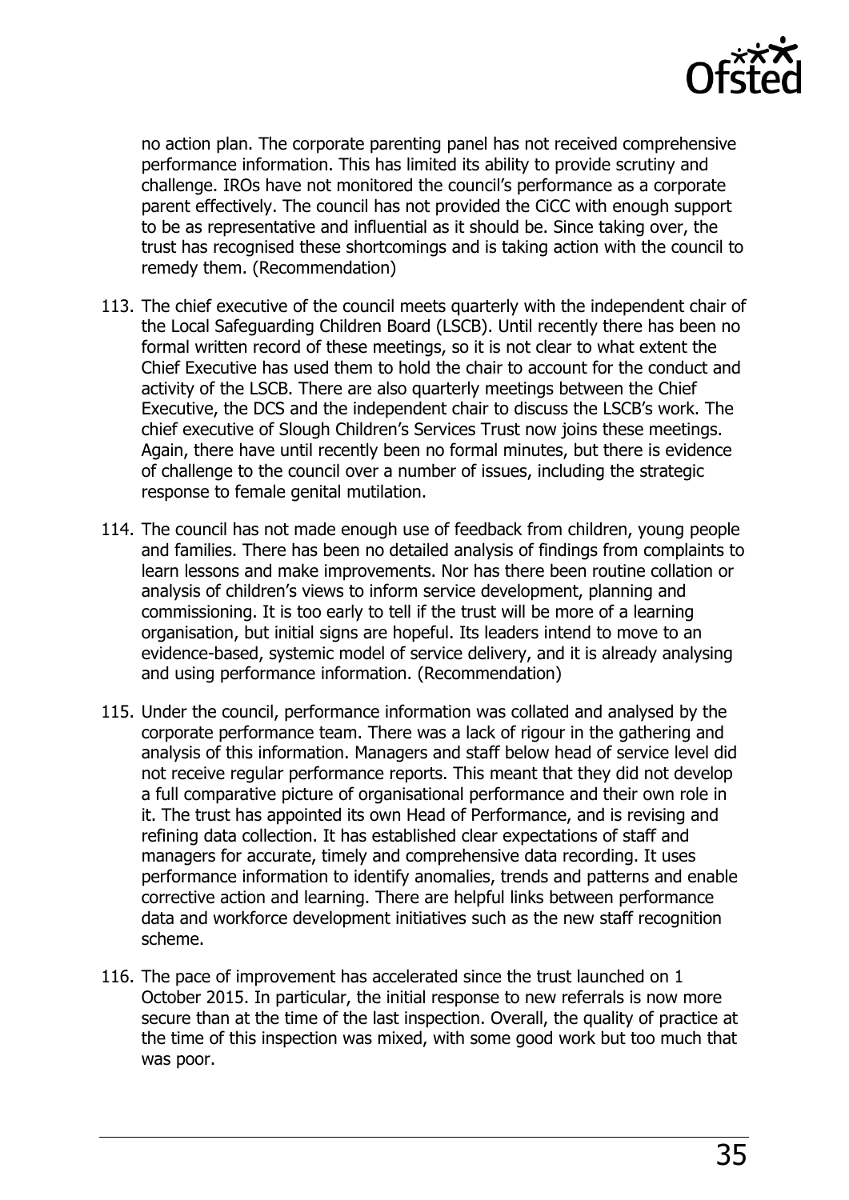no action plan. The corporate parenting panel has not received comprehensive performance information. This has limited its ability to provide scrutiny and challenge. IROs have not monitored the council's performance as a corporate parent effectively. The council has not provided the CiCC with enough support to be as representative and influential as it should be. Since taking over, the trust has recognised these shortcomings and is taking action with the council to remedy them. (Recommendation)

113. The chief executive of the council meets quarterly with the independent chair of the Local Safeguarding Children Board (LSCB). Until recently there has been no formal written record of these meetings, so it is not clear to what extent the Chief Executive has used them to hold the chair to account for the conduct and activity of the LSCB. There are also quarterly meetings between the Chief Executive, the DCS and the independent chair to discuss the LSCB's work. The chief executive of Slough Children's Services Trust now joins these meetings. Again, there have until recently been no formal minutes, but there is evidence of challenge to the council over a number of issues, including the strategic response to female genital mutilation.

114. The council has not made enough use of feedback from children, young people and families. There has been no detailed analysis of findings from complaints to learn lessons and make improvements. Nor has there been routine collation or analysis of children's views to inform service development, planning and commissioning. It is too early to tell if the trust will be more of a learning organisation, but initial signs are hopeful. Its leaders intend to move to an evidence-based, systemic model of service delivery, and it is already analysing and using performance information. (Recommendation)

115. Under the council, performance information was collated and analysed by the corporate performance team. There was a lack of rigour in the gathering and analysis of this information. Managers and staff below head of service level did not receive regular performance reports. This meant that they did not develop a full comparative picture of organisational performance and their own role in it. The trust has appointed its own Head of Performance, and is revising and refining data collection. It has established clear expectations of staff and managers for accurate, timely and comprehensive data recording. It uses performance information to identify anomalies, trends and patterns and enable corrective action and learning. There are helpful links between performance data and workforce development initiatives such as the new staff recognition scheme.

116. The pace of improvement has accelerated since the trust launched on 1 October 2015. In particular, the initial response to new referrals is now more secure than at the time of the last inspection. Overall, the quality of practice at the time of this inspection was mixed, with some good work but too much that was poor.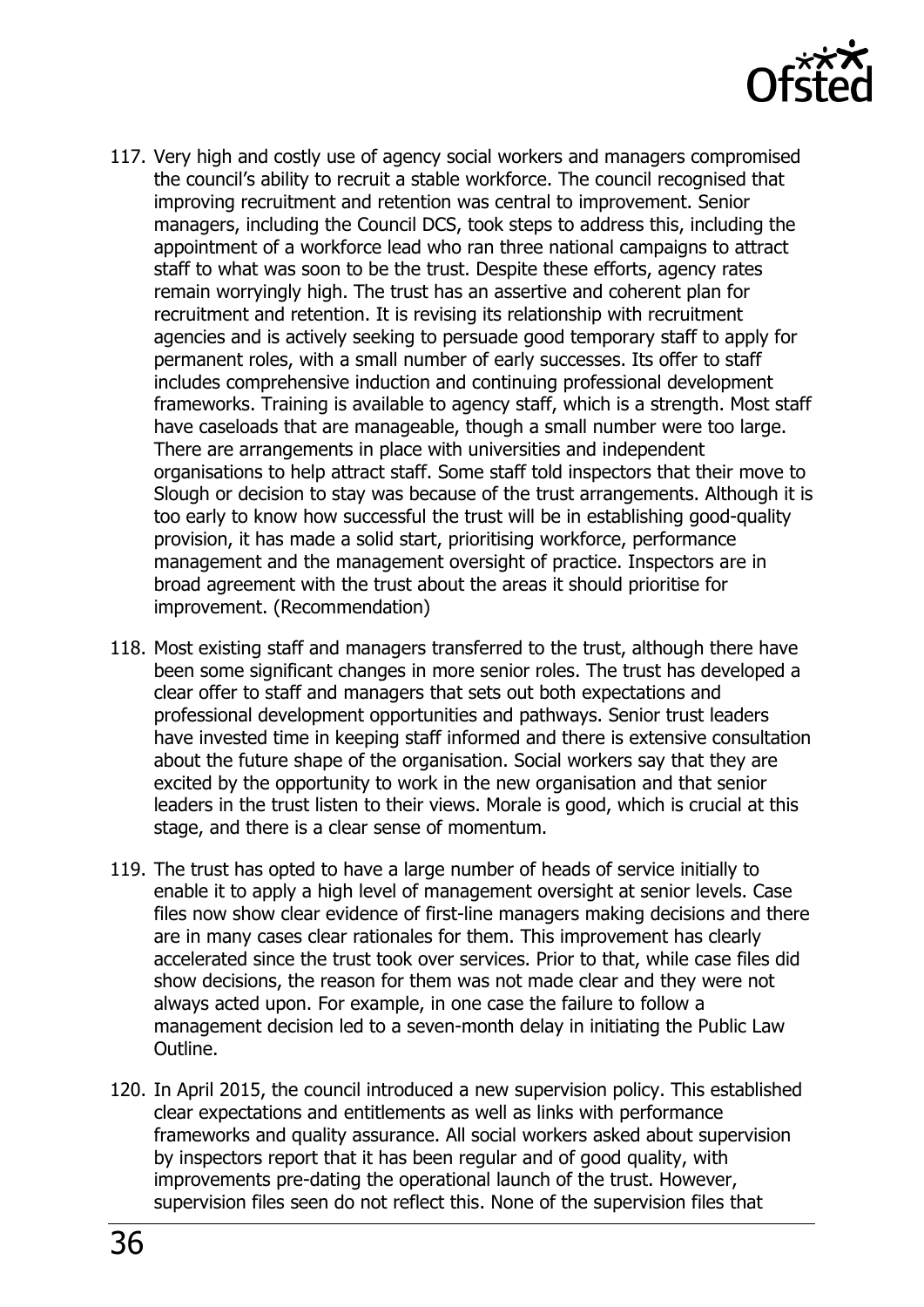117. Very high and costly use of agency social workers and managers compromised the council's ability to recruit a stable workforce. The council recognised that improving recruitment and retention was central to improvement. Senior managers, including the Council DCS, took steps to address this, including the appointment of a workforce lead who ran three national campaigns to attract staff to what was soon to be the trust. Despite these efforts, agency rates remain worryingly high. The trust has an assertive and coherent plan for recruitment and retention. It is revising its relationship with recruitment agencies and is actively seeking to persuade good temporary staff to apply for permanent roles, with a small number of early successes. Its offer to staff includes comprehensive induction and continuing professional development frameworks. Training is available to agency staff, which is a strength. Most staff have caseloads that are manageable, though a small number were too large. There are arrangements in place with universities and independent organisations to help attract staff. Some staff told inspectors that their move to Slough or decision to stay was because of the trust arrangements. Although it is too early to know how successful the trust will be in establishing good-quality provision, it has made a solid start, prioritising workforce, performance management and the management oversight of practice. Inspectors are in broad agreement with the trust about the areas it should prioritise for improvement. (Recommendation)

118. Most existing staff and managers transferred to the trust, although there have been some significant changes in more senior roles. The trust has developed a clear offer to staff and managers that sets out both expectations and professional development opportunities and pathways. Senior trust leaders have invested time in keeping staff informed and there is extensive consultation about the future shape of the organisation. Social workers say that they are excited by the opportunity to work in the new organisation and that senior leaders in the trust listen to their views. Morale is good, which is crucial at this stage, and there is a clear sense of momentum.

119. The trust has opted to have a large number of heads of service initially to enable it to apply a high level of management oversight at senior levels. Case files now show clear evidence of first-line managers making decisions and there are in many cases clear rationales for them. This improvement has clearly accelerated since the trust took over services. Prior to that, while case files did show decisions, the reason for them was not made clear and they were not always acted upon. For example, in one case the failure to follow a management decision led to a seven-month delay in initiating the Public Law Outline.

120. In April 2015, the council introduced a new supervision policy. This established clear expectations and entitlements as well as links with performance frameworks and quality assurance. All social workers asked about supervision by inspectors report that it has been regular and of good quality, with improvements pre-dating the operational launch of the trust. However, supervision files seen do not reflect this. None of the supervision files that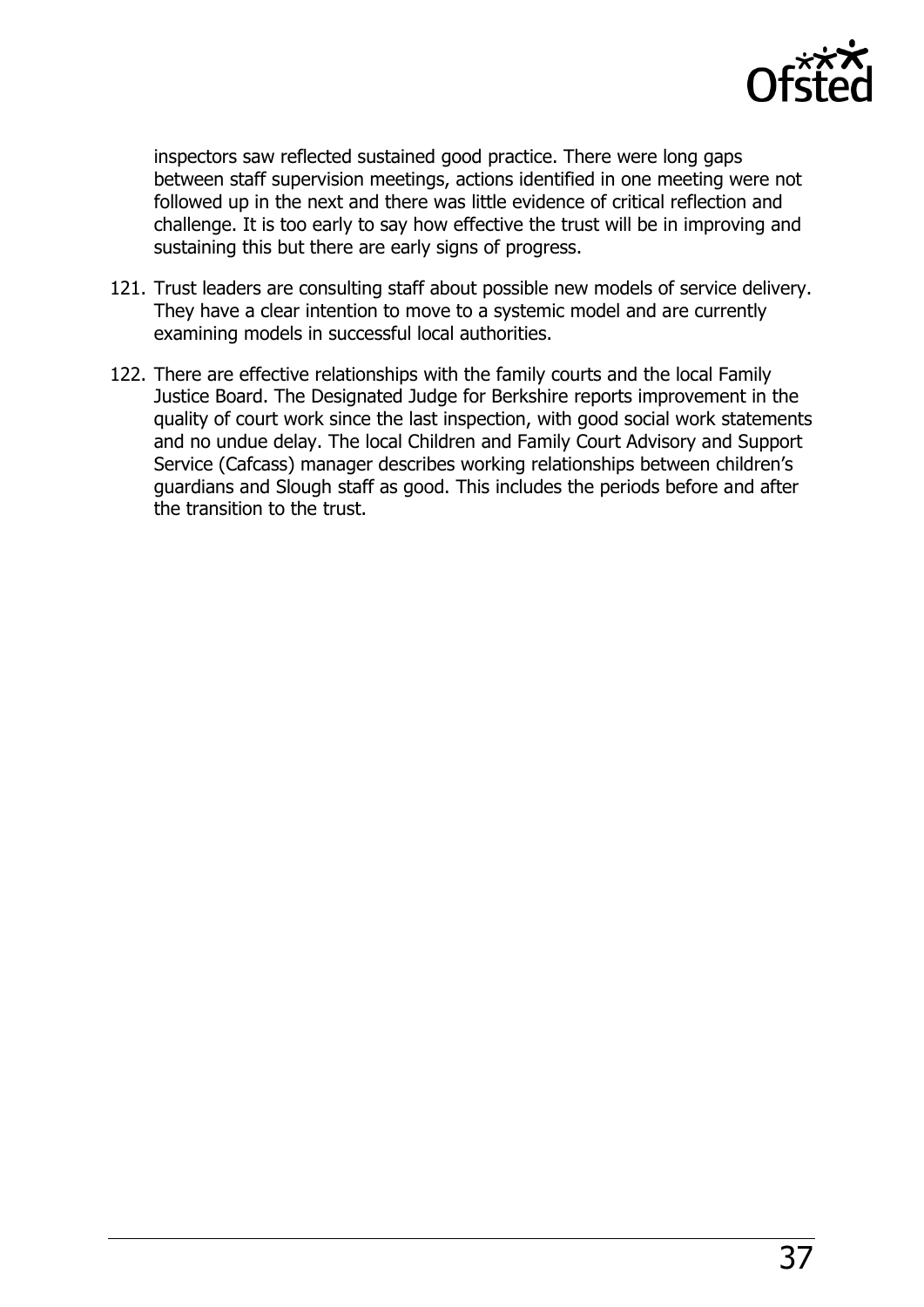inspectors saw reflected sustained good practice. There were long gaps between staff supervision meetings, actions identified in one meeting were not followed up in the next and there was little evidence of critical reflection and challenge. It is too early to say how effective the trust will be in improving and sustaining this but there are early signs of progress.

121. Trust leaders are consulting staff about possible new models of service delivery. They have a clear intention to move to a systemic model and are currently examining models in successful local authorities.

122. There are effective relationships with the family courts and the local Family Justice Board. The Designated Judge for Berkshire reports improvement in the quality of court work since the last inspection, with good social work statements and no undue delay. The local Children and Family Court Advisory and Support Service (Cafcass) manager describes working relationships between children's guardians and Slough staff as good. This includes the periods before and after the transition to the trust.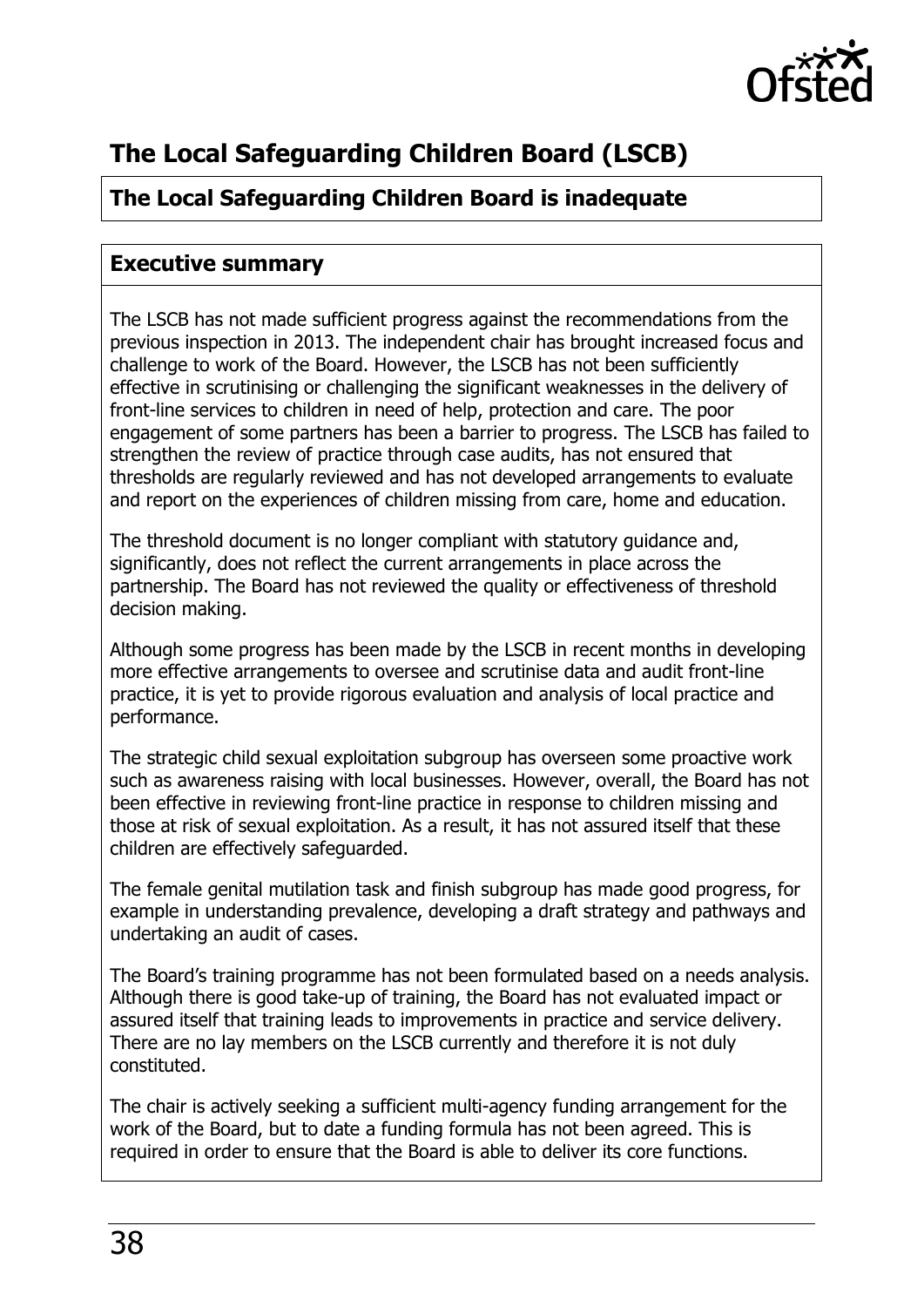## The Local Safeguarding Children Board (LSCB)

**The Local Safeguarding Children Board is inadequate**

### Executive summary

The LSCB has not made sufficient progress against the recommendations from the previous inspection in 2013. The independent chair has brought increased focus and challenge to work of the Board. However, the LSCB has not been sufficiently effective in scrutinising or challenging the significant weaknesses in the delivery of front-line services to children in need of help, protection and care. The poor engagement of some partners has been a barrier to progress. The LSCB has failed to strengthen the review of practice through case audits, has not ensured that thresholds are regularly reviewed and has not developed arrangements to evaluate and report on the experiences of children missing from care, home and education.

The threshold document is no longer compliant with statutory guidance and, significantly, does not reflect the current arrangements in place across the partnership. The Board has not reviewed the quality or effectiveness of threshold decision making.

Although some progress has been made by the LSCB in recent months in developing more effective arrangements to oversee and scrutinise data and audit front-line practice, it is yet to provide rigorous evaluation and analysis of local practice and performance.

The strategic child sexual exploitation subgroup has overseen some proactive work such as awareness raising with local businesses. However, overall, the Board has not been effective in reviewing front-line practice in response to children missing and those at risk of sexual exploitation. As a result, it has not assured itself that these children are effectively safeguarded.

The female genital mutilation task and finish subgroup has made good progress, for example in understanding prevalence, developing a draft strategy and pathways and undertaking an audit of cases.

The Board's training programme has not been formulated based on a needs analysis. Although there is good take-up of training, the Board has not evaluated impact or assured itself that training leads to improvements in practice and service delivery. There are no lay members on the LSCB currently and therefore it is not duly constituted.

The chair is actively seeking a sufficient multi-agency funding arrangement for the work of the Board, but to date a funding formula has not been agreed. This is required in order to ensure that the Board is able to deliver its core functions.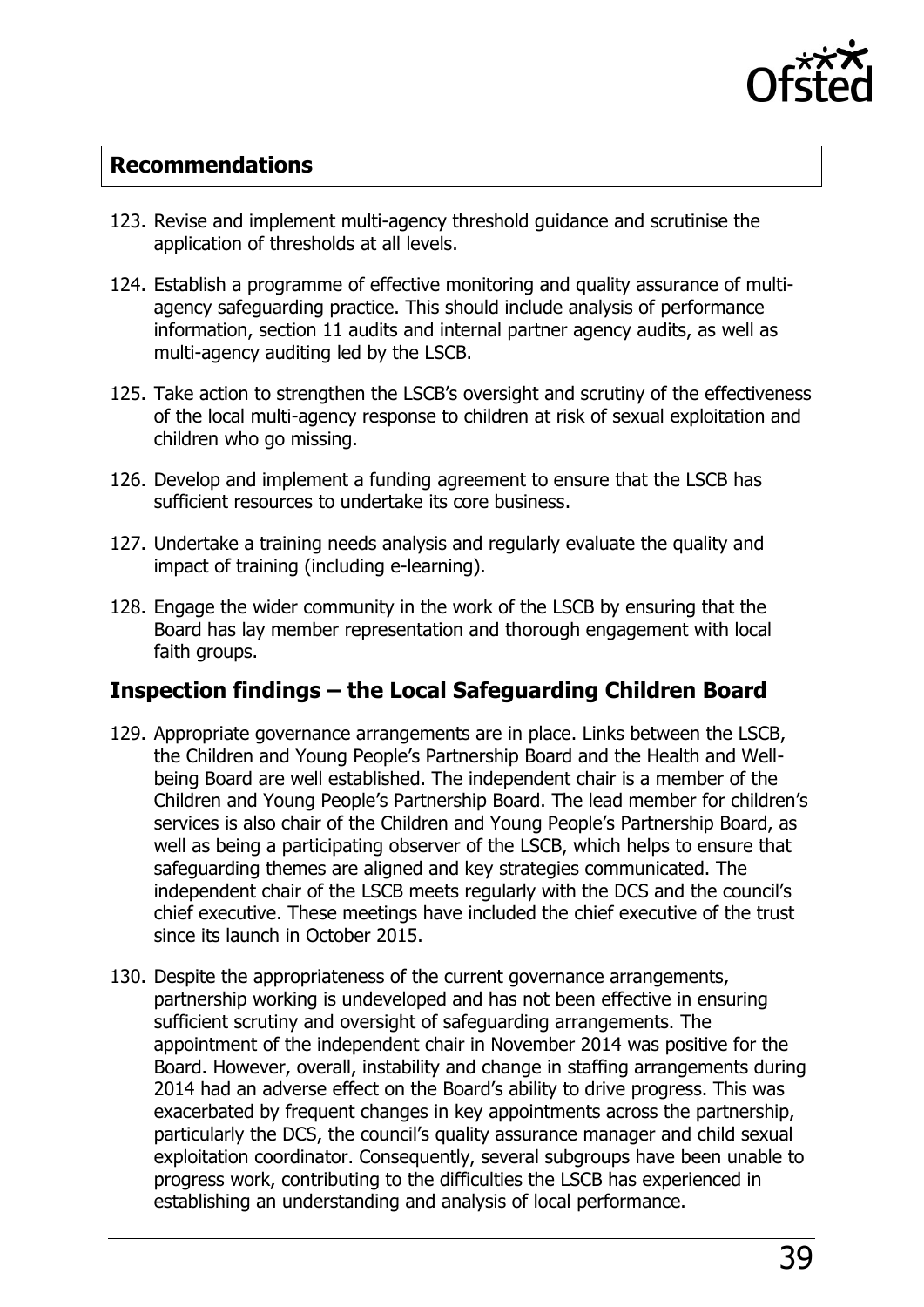## Recommendations

123. Revise and implement multi-agency threshold guidance and scrutinise the application of thresholds at all levels.

124. Establish a programme of effective monitoring and quality assurance of multi-agency safeguarding practice. This should include analysis of performance information, section 11 audits and internal partner agency audits, as well as multi-agency auditing led by the LSCB.

125. Take action to strengthen the LSCB's oversight and scrutiny of the effectiveness of the local multi-agency response to children at risk of sexual exploitation and children who go missing.

126. Develop and implement a funding agreement to ensure that the LSCB has sufficient resources to undertake its core business.

127. Undertake a training needs analysis and regularly evaluate the quality and impact of training (including e-learning).

128. Engage the wider community in the work of the LSCB by ensuring that the Board has lay member representation and thorough engagement with local faith groups.

## Inspection findings – the Local Safeguarding Children Board

129. Appropriate governance arrangements are in place. Links between the LSCB, the Children and Young People's Partnership Board and the Health and Well-being Board are well established. The independent chair is a member of the Children and Young People's Partnership Board. The lead member for children's services is also chair of the Children and Young People's Partnership Board, as well as being a participating observer of the LSCB, which helps to ensure that safeguarding themes are aligned and key strategies communicated. The independent chair of the LSCB meets regularly with the DCS and the council's chief executive. These meetings have included the chief executive of the trust since its launch in October 2015.

130. Despite the appropriateness of the current governance arrangements, partnership working is undeveloped and has not been effective in ensuring sufficient scrutiny and oversight of safeguarding arrangements. The appointment of the independent chair in November 2014 was positive for the Board. However, overall, instability and change in staffing arrangements during 2014 had an adverse effect on the Board's ability to drive progress. This was exacerbated by frequent changes in key appointments across the partnership, particularly the DCS, the council's quality assurance manager and child sexual exploitation coordinator. Consequently, several subgroups have been unable to progress work, contributing to the difficulties the LSCB has experienced in establishing an understanding and analysis of local performance.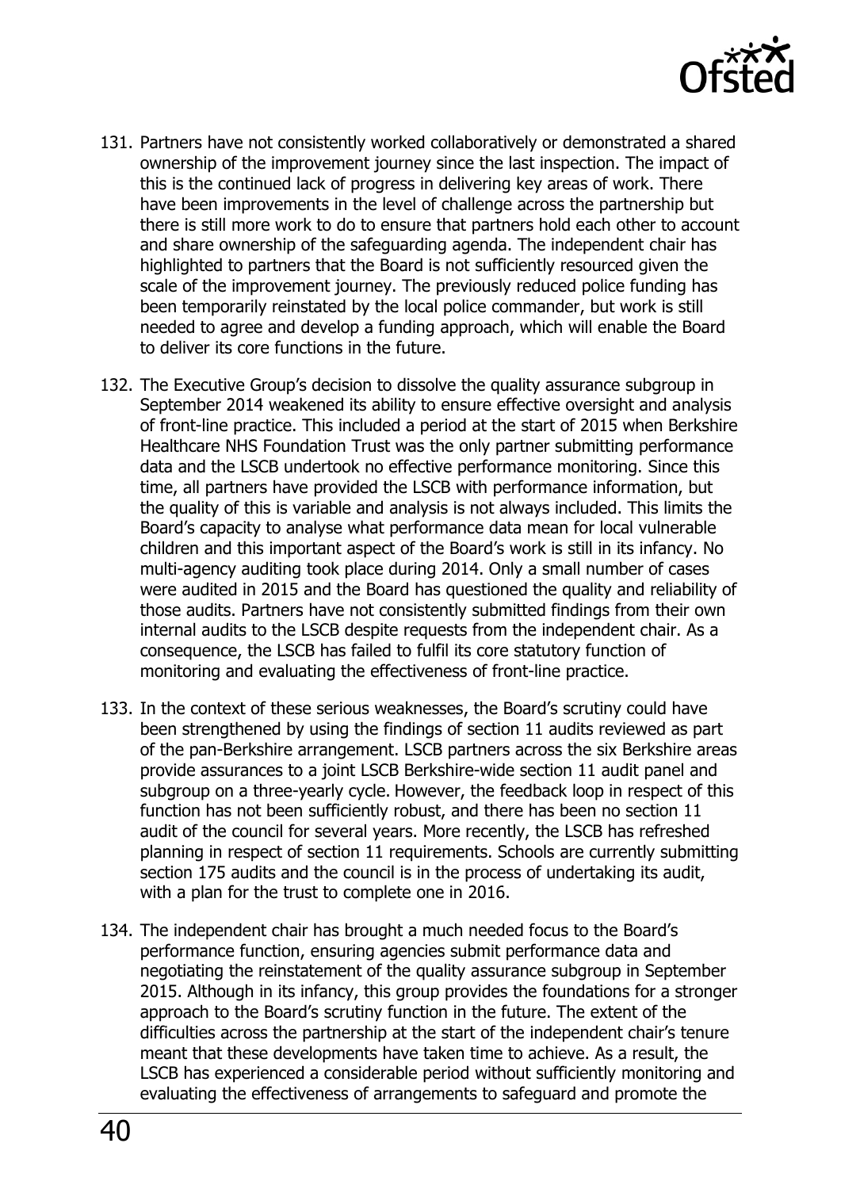131. Partners have not consistently worked collaboratively or demonstrated a shared ownership of the improvement journey since the last inspection. The impact of this is the continued lack of progress in delivering key areas of work. There have been improvements in the level of challenge across the partnership but there is still more work to do to ensure that partners hold each other to account and share ownership of the safeguarding agenda. The independent chair has highlighted to partners that the Board is not sufficiently resourced given the scale of the improvement journey. The previously reduced police funding has been temporarily reinstated by the local police commander, but work is still needed to agree and develop a funding approach, which will enable the Board to deliver its core functions in the future.

132. The Executive Group's decision to dissolve the quality assurance subgroup in September 2014 weakened its ability to ensure effective oversight and analysis of front-line practice. This included a period at the start of 2015 when Berkshire Healthcare NHS Foundation Trust was the only partner submitting performance data and the LSCB undertook no effective performance monitoring. Since this time, all partners have provided the LSCB with performance information, but the quality of this is variable and analysis is not always included. This limits the Board's capacity to analyse what performance data mean for local vulnerable children and this important aspect of the Board's work is still in its infancy. No multi-agency auditing took place during 2014. Only a small number of cases were audited in 2015 and the Board has questioned the quality and reliability of those audits. Partners have not consistently submitted findings from their own internal audits to the LSCB despite requests from the independent chair. As a consequence, the LSCB has failed to fulfil its core statutory function of monitoring and evaluating the effectiveness of front-line practice.

133. In the context of these serious weaknesses, the Board's scrutiny could have been strengthened by using the findings of section 11 audits reviewed as part of the pan-Berkshire arrangement. LSCB partners across the six Berkshire areas provide assurances to a joint LSCB Berkshire-wide section 11 audit panel and subgroup on a three-yearly cycle. However, the feedback loop in respect of this function has not been sufficiently robust, and there has been no section 11 audit of the council for several years. More recently, the LSCB has refreshed planning in respect of section 11 requirements. Schools are currently submitting section 175 audits and the council is in the process of undertaking its audit, with a plan for the trust to complete one in 2016.

134. The independent chair has brought a much needed focus to the Board's performance function, ensuring agencies submit performance data and negotiating the reinstatement of the quality assurance subgroup in September 2015. Although in its infancy, this group provides the foundations for a stronger approach to the Board's scrutiny function in the future. The extent of the difficulties across the partnership at the start of the independent chair's tenure meant that these developments have taken time to achieve. As a result, the LSCB has experienced a considerable period without sufficiently monitoring and evaluating the effectiveness of arrangements to safeguard and promote the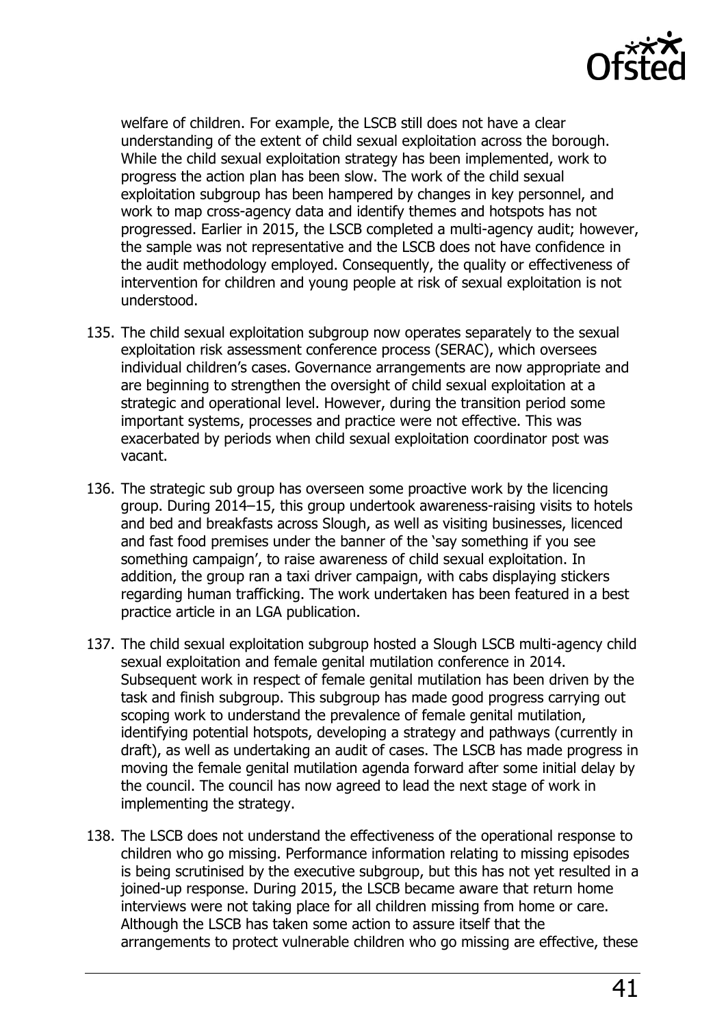welfare of children. For example, the LSCB still does not have a clear understanding of the extent of child sexual exploitation across the borough. While the child sexual exploitation strategy has been implemented, work to progress the action plan has been slow. The work of the child sexual exploitation subgroup has been hampered by changes in key personnel, and work to map cross-agency data and identify themes and hotspots has not progressed. Earlier in 2015, the LSCB completed a multi-agency audit; however, the sample was not representative and the LSCB does not have confidence in the audit methodology employed. Consequently, the quality or effectiveness of intervention for children and young people at risk of sexual exploitation is not understood.

135. The child sexual exploitation subgroup now operates separately to the sexual exploitation risk assessment conference process (SERAC), which oversees individual children's cases. Governance arrangements are now appropriate and are beginning to strengthen the oversight of child sexual exploitation at a strategic and operational level. However, during the transition period some important systems, processes and practice were not effective. This was exacerbated by periods when child sexual exploitation coordinator post was vacant.

136. The strategic sub group has overseen some proactive work by the licencing group. During 2014–15, this group undertook awareness-raising visits to hotels and bed and breakfasts across Slough, as well as visiting businesses, licenced and fast food premises under the banner of the 'say something if you see something campaign', to raise awareness of child sexual exploitation. In addition, the group ran a taxi driver campaign, with cabs displaying stickers regarding human trafficking. The work undertaken has been featured in a best practice article in an LGA publication.

137. The child sexual exploitation subgroup hosted a Slough LSCB multi-agency child sexual exploitation and female genital mutilation conference in 2014. Subsequent work in respect of female genital mutilation has been driven by the task and finish subgroup. This subgroup has made good progress carrying out scoping work to understand the prevalence of female genital mutilation, identifying potential hotspots, developing a strategy and pathways (currently in draft), as well as undertaking an audit of cases. The LSCB has made progress in moving the female genital mutilation agenda forward after some initial delay by the council. The council has now agreed to lead the next stage of work in implementing the strategy.

138. The LSCB does not understand the effectiveness of the operational response to children who go missing. Performance information relating to missing episodes is being scrutinised by the executive subgroup, but this has not yet resulted in a joined-up response. During 2015, the LSCB became aware that return home interviews were not taking place for all children missing from home or care. Although the LSCB has taken some action to assure itself that the arrangements to protect vulnerable children who go missing are effective, these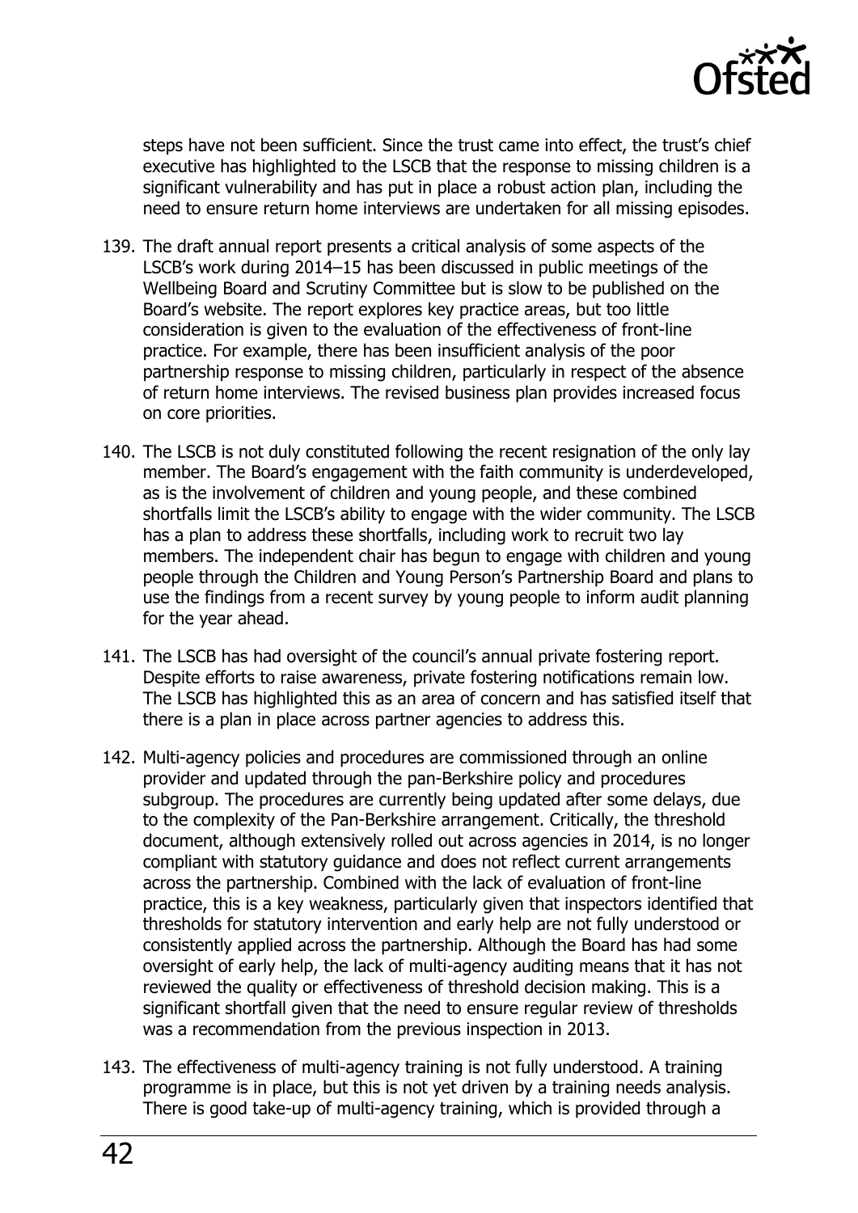steps have not been sufficient. Since the trust came into effect, the trust's chief executive has highlighted to the LSCB that the response to missing children is a significant vulnerability and has put in place a robust action plan, including the need to ensure return home interviews are undertaken for all missing episodes.

139. The draft annual report presents a critical analysis of some aspects of the LSCB's work during 2014–15 has been discussed in public meetings of the Wellbeing Board and Scrutiny Committee but is slow to be published on the Board's website. The report explores key practice areas, but too little consideration is given to the evaluation of the effectiveness of front-line practice. For example, there has been insufficient analysis of the poor partnership response to missing children, particularly in respect of the absence of return home interviews. The revised business plan provides increased focus on core priorities.

140. The LSCB is not duly constituted following the recent resignation of the only lay member. The Board's engagement with the faith community is underdeveloped, as is the involvement of children and young people, and these combined shortfalls limit the LSCB's ability to engage with the wider community. The LSCB has a plan to address these shortfalls, including work to recruit two lay members. The independent chair has begun to engage with children and young people through the Children and Young Person's Partnership Board and plans to use the findings from a recent survey by young people to inform audit planning for the year ahead.

141. The LSCB has had oversight of the council's annual private fostering report. Despite efforts to raise awareness, private fostering notifications remain low. The LSCB has highlighted this as an area of concern and has satisfied itself that there is a plan in place across partner agencies to address this.

142. Multi-agency policies and procedures are commissioned through an online provider and updated through the pan-Berkshire policy and procedures subgroup. The procedures are currently being updated after some delays, due to the complexity of the Pan-Berkshire arrangement. Critically, the threshold document, although extensively rolled out across agencies in 2014, is no longer compliant with statutory guidance and does not reflect current arrangements across the partnership. Combined with the lack of evaluation of front-line practice, this is a key weakness, particularly given that inspectors identified that thresholds for statutory intervention and early help are not fully understood or consistently applied across the partnership. Although the Board has had some oversight of early help, the lack of multi-agency auditing means that it has not reviewed the quality or effectiveness of threshold decision making. This is a significant shortfall given that the need to ensure regular review of thresholds was a recommendation from the previous inspection in 2013.

143. The effectiveness of multi-agency training is not fully understood. A training programme is in place, but this is not yet driven by a training needs analysis. There is good take-up of multi-agency training, which is provided through a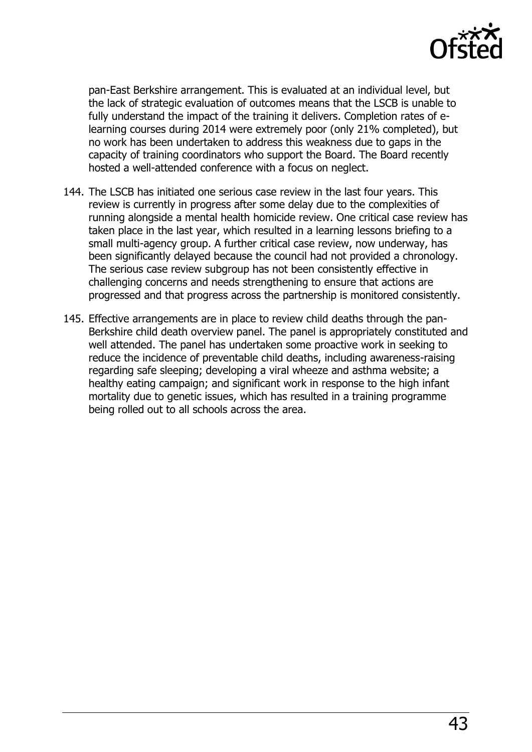pan-East Berkshire arrangement. This is evaluated at an individual level, but the lack of strategic evaluation of outcomes means that the LSCB is unable to fully understand the impact of the training it delivers. Completion rates of e-learning courses during 2014 were extremely poor (only 21% completed), but no work has been undertaken to address this weakness due to gaps in the capacity of training coordinators who support the Board. The Board recently hosted a well-attended conference with a focus on neglect.

144. The LSCB has initiated one serious case review in the last four years. This review is currently in progress after some delay due to the complexities of running alongside a mental health homicide review. One critical case review has taken place in the last year, which resulted in a learning lessons briefing to a small multi-agency group. A further critical case review, now underway, has been significantly delayed because the council had not provided a chronology. The serious case review subgroup has not been consistently effective in challenging concerns and needs strengthening to ensure that actions are progressed and that progress across the partnership is monitored consistently.

145. Effective arrangements are in place to review child deaths through the pan-Berkshire child death overview panel. The panel is appropriately constituted and well attended. The panel has undertaken some proactive work in seeking to reduce the incidence of preventable child deaths, including awareness-raising regarding safe sleeping; developing a viral wheeze and asthma website; a healthy eating campaign; and significant work in response to the high infant mortality due to genetic issues, which has resulted in a training programme being rolled out to all schools across the area.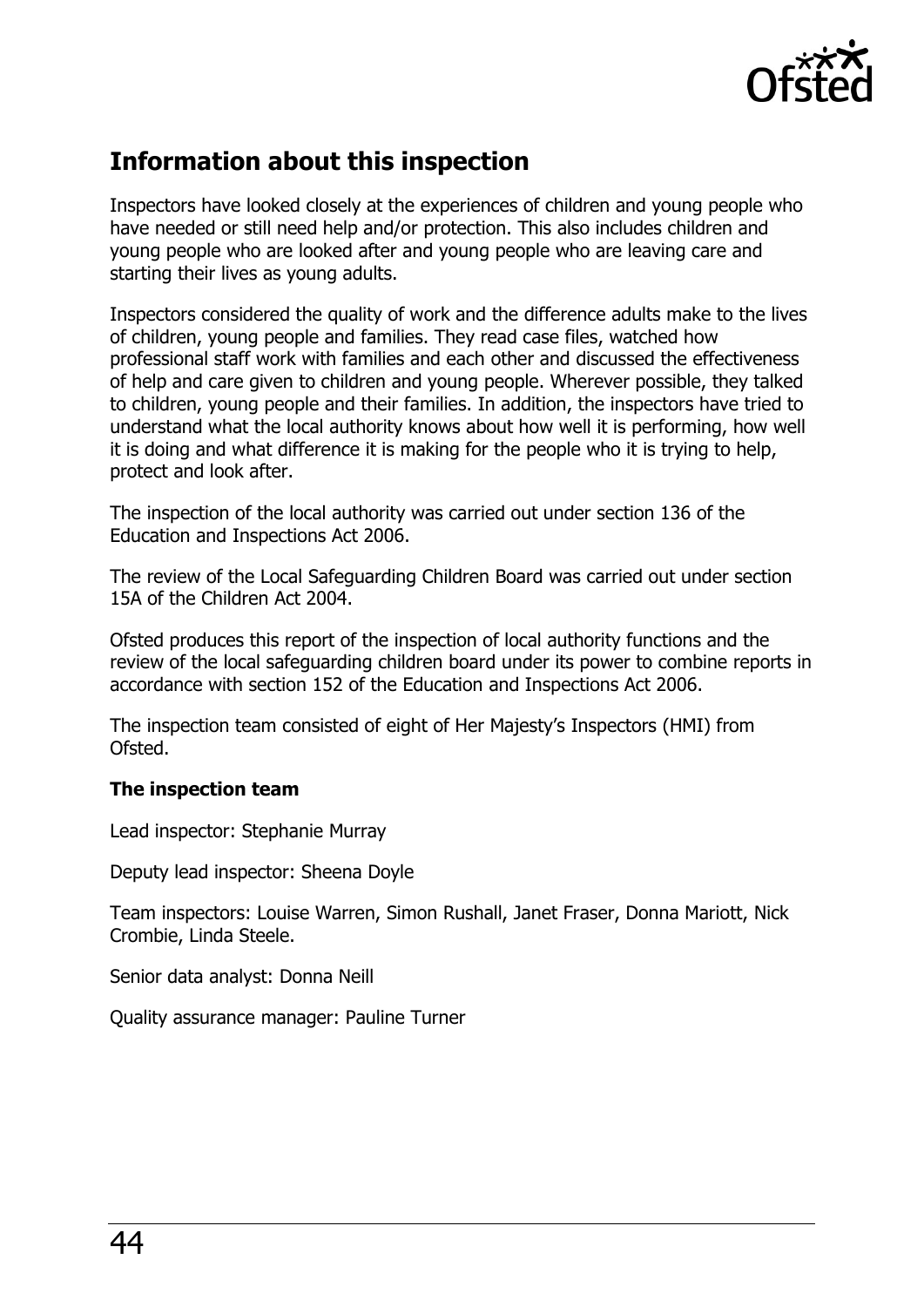## Information about this inspection

Inspectors have looked closely at the experiences of children and young people who have needed or still need help and/or protection. This also includes children and young people who are looked after and young people who are leaving care and starting their lives as young adults.

Inspectors considered the quality of work and the difference adults make to the lives of children, young people and families. They read case files, watched how professional staff work with families and each other and discussed the effectiveness of help and care given to children and young people. Wherever possible, they talked to children, young people and their families. In addition, the inspectors have tried to understand what the local authority knows about how well it is performing, how well it is doing and what difference it is making for the people who it is trying to help, protect and look after.

The inspection of the local authority was carried out under section 136 of the Education and Inspections Act 2006.

The review of the Local Safeguarding Children Board was carried out under section 15A of the Children Act 2004.

Ofsted produces this report of the inspection of local authority functions and the review of the local safeguarding children board under its power to combine reports in accordance with section 152 of the Education and Inspections Act 2006.

The inspection team consisted of eight of Her Majesty's Inspectors (HMI) from Ofsted.

**The inspection team**

Lead inspector: Stephanie Murray

Deputy lead inspector: Sheena Doyle

Team inspectors: Louise Warren, Simon Rushall, Janet Fraser, Donna Mariott, Nick Crombie, Linda Steele.

Senior data analyst: Donna Neill

Quality assurance manager: Pauline Turner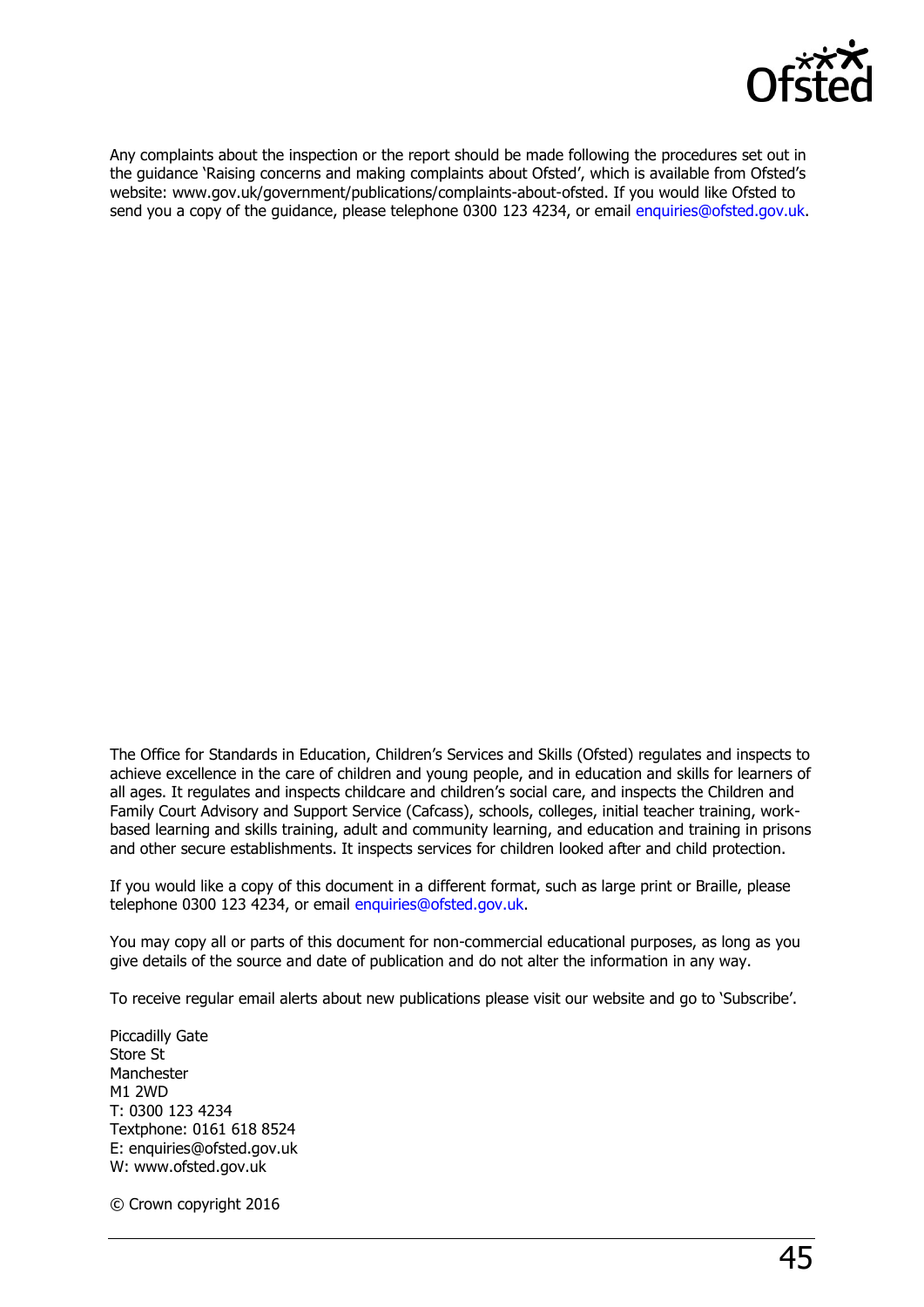Any complaints about the inspection or the report should be made following the procedures set out in the guidance 'Raising concerns and making complaints about Ofsted', which is available from Ofsted's website: www.gov.uk/government/publications/complaints-about-ofsted. If you would like Ofsted to send you a copy of the guidance, please telephone 0300 123 4234, or email enquiries@ofsted.gov.uk.

The Office for Standards in Education, Children's Services and Skills (Ofsted) regulates and inspects to achieve excellence in the care of children and young people, and in education and skills for learners of all ages. It regulates and inspects childcare and children's social care, and inspects the Children and Family Court Advisory and Support Service (Cafcass), schools, colleges, initial teacher training, work-based learning and skills training, adult and community learning, and education and training in prisons and other secure establishments. It inspects services for children looked after and child protection.

If you would like a copy of this document in a different format, such as large print or Braille, please telephone 0300 123 4234, or email enquiries@ofsted.gov.uk.

You may copy all or parts of this document for non-commercial educational purposes, as long as you give details of the source and date of publication and do not alter the information in any way.

To receive regular email alerts about new publications please visit our website and go to 'Subscribe'.

Piccadilly Gate
Store St
Manchester
M1 2WD
T: 0300 123 4234
Textphone: 0161 618 8524
E: enquiries@ofsted.gov.uk
W: www.ofsted.gov.uk

© Crown copyright 2016